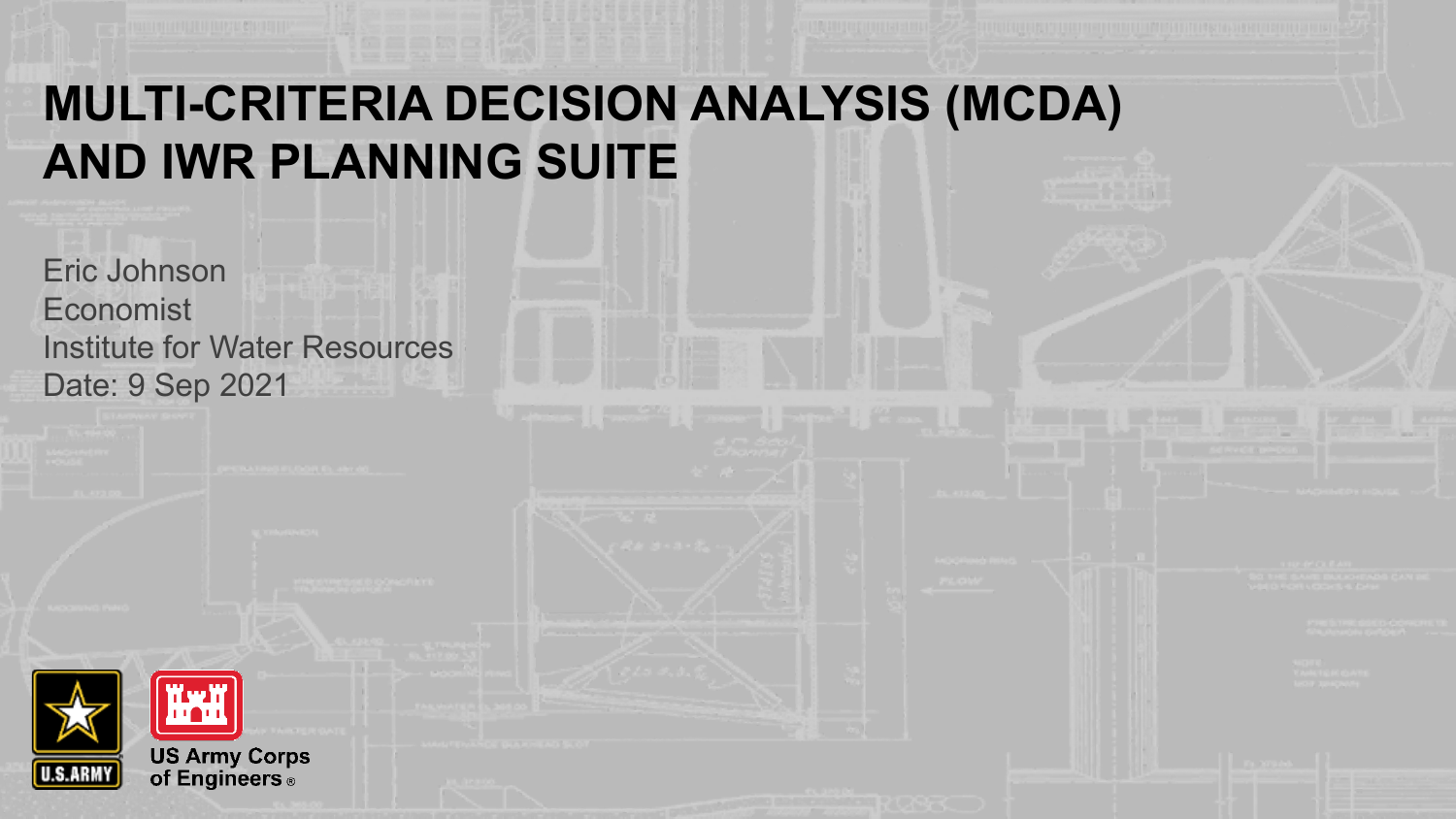# MULTI-CRITERIA DECISION ANALYSIS (MCDA) AND IWR PLANNING SUITE

Eric Johnson
Economist
Institute for Water Resources
Date: 9 Sep 2021

US Army Corps of Engineers®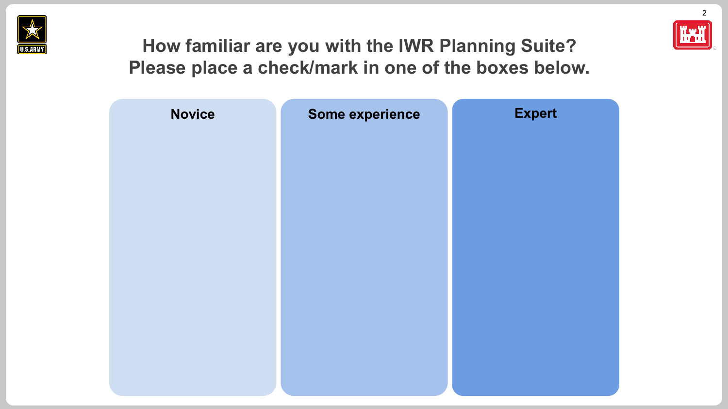# How familiar are you with the IWR Planning Suite? Please place a check/mark in one of the boxes below.

| Novice | Some experience | Expert |
| --- | --- | --- |
| | | |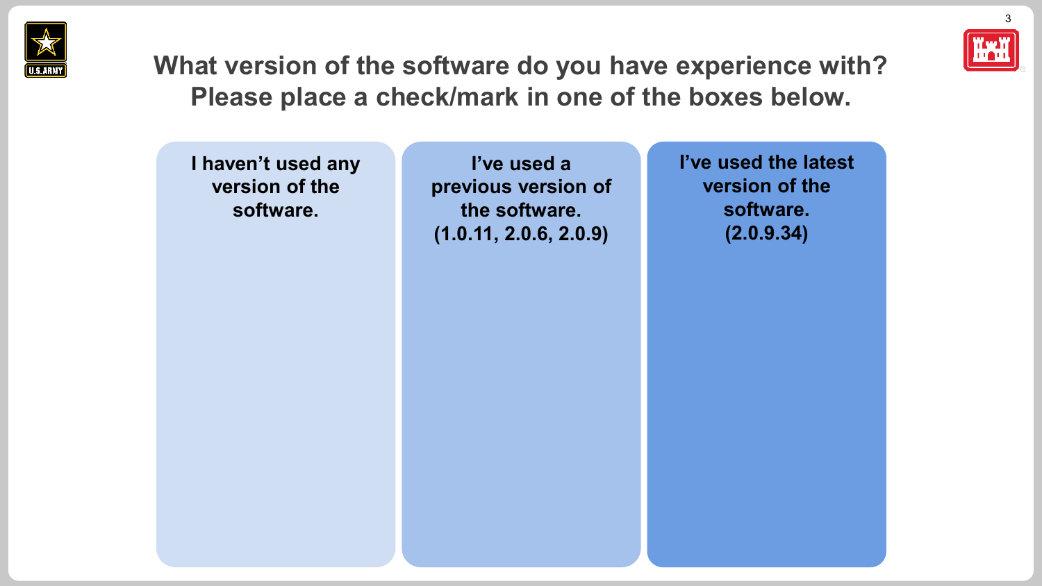# What version of the software do you have experience with? Please place a check/mark in one of the boxes below.

| I haven't used any version of the software. | I've used a previous version of the software. (1.0.11, 2.0.6, 2.0.9) | I've used the latest version of the software. (2.0.9.34) |
|---|---|---|
| | | |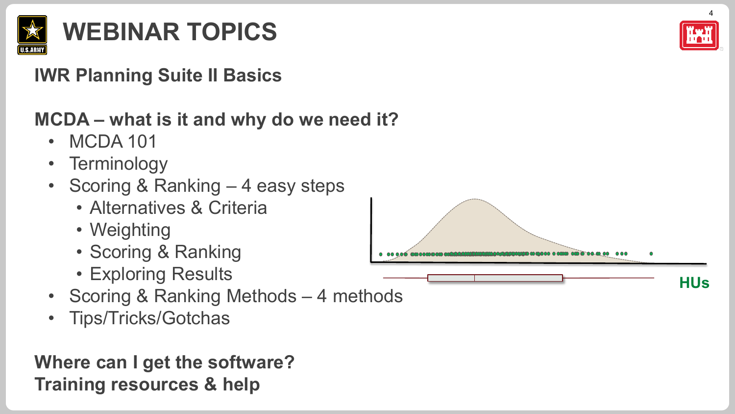# WEBINAR TOPICS

**IWR Planning Suite II Basics**

**MCDA – what is it and why do we need it?**

- MCDA 101
- Terminology
- Scoring & Ranking – 4 easy steps
  - Alternatives & Criteria
  - Weighting
  - Scoring & Ranking
  - Exploring Results
- Scoring & Ranking Methods – 4 methods
- Tips/Tricks/Gotchas

**Where can I get the software?**
**Training resources & help**

HUs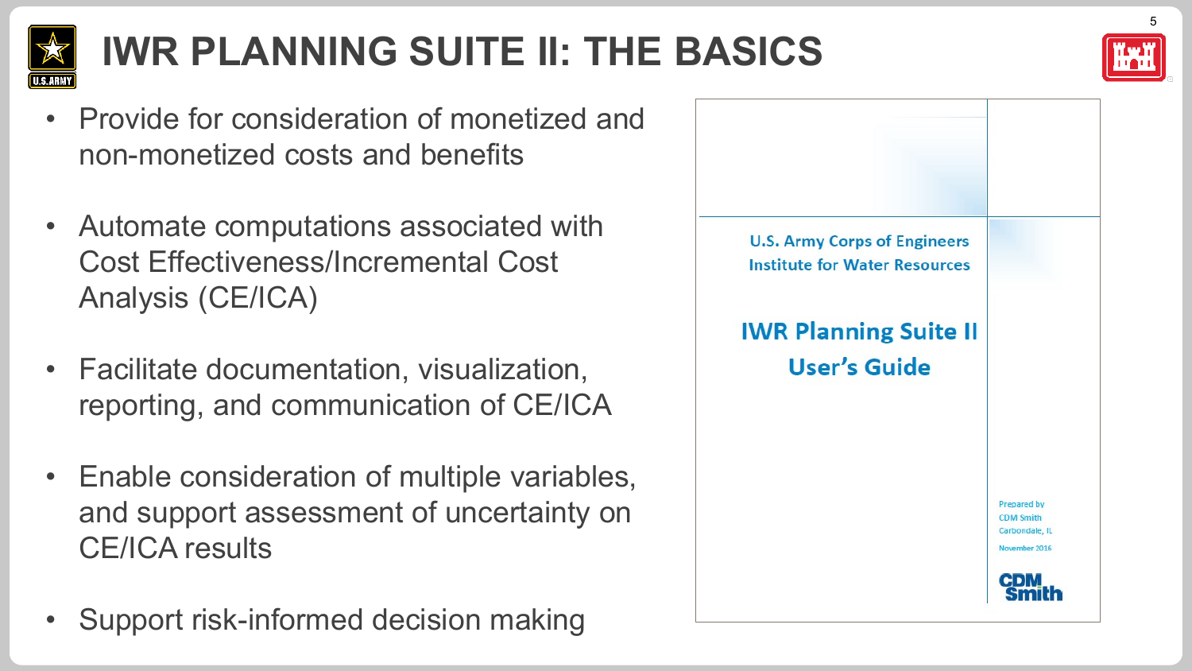# IWR PLANNING SUITE II: THE BASICS

- Provide for consideration of monetized and non-monetized costs and benefits
- Automate computations associated with Cost Effectiveness/Incremental Cost Analysis (CE/ICA)
- Facilitate documentation, visualization, reporting, and communication of CE/ICA
- Enable consideration of multiple variables, and support assessment of uncertainty on CE/ICA results
- Support risk-informed decision making

U.S. Army Corps of Engineers
Institute for Water Resources

**IWR Planning Suite II**
**User's Guide**

Prepared by
CDM Smith
Carbondale, IL

November 2016

CDM Smith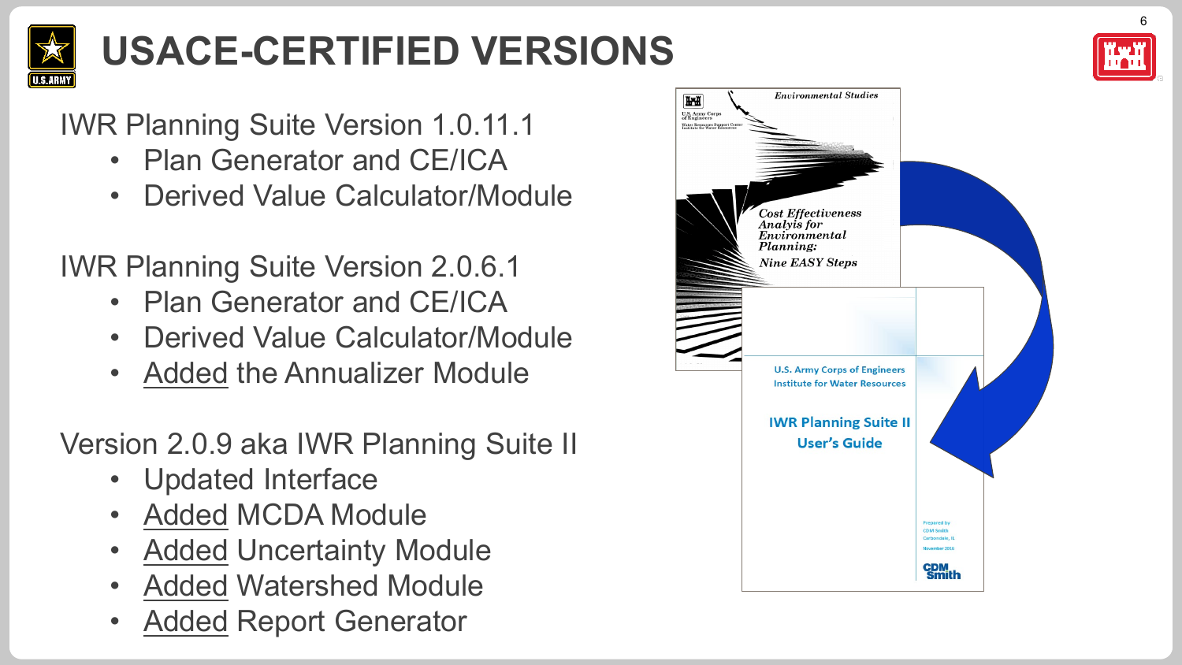# USACE-CERTIFIED VERSIONS

IWR Planning Suite Version 1.0.11.1

- Plan Generator and CE/ICA
- Derived Value Calculator/Module

IWR Planning Suite Version 2.0.6.1

- Plan Generator and CE/ICA
- Derived Value Calculator/Module
- Added the Annualizer Module

Version 2.0.9 aka IWR Planning Suite II

- Updated Interface
- Added MCDA Module
- Added Uncertainty Module
- Added Watershed Module
- Added Report Generator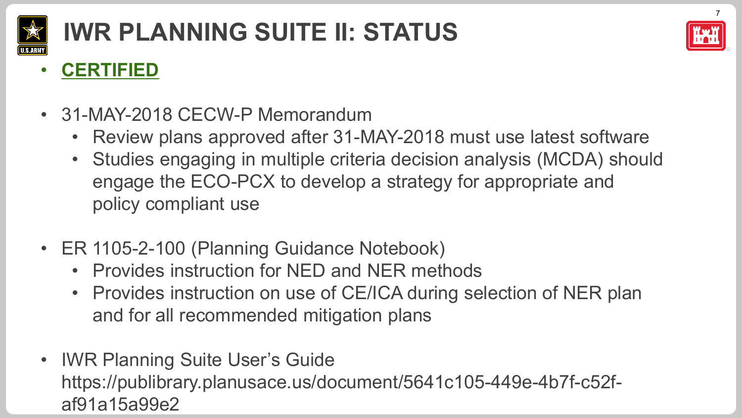# IWR PLANNING SUITE II: STATUS

- **CERTIFIED**

- 31-MAY-2018 CECW-P Memorandum
  - Review plans approved after 31-MAY-2018 must use latest software
  - Studies engaging in multiple criteria decision analysis (MCDA) should engage the ECO-PCX to develop a strategy for appropriate and policy compliant use

- ER 1105-2-100 (Planning Guidance Notebook)
  - Provides instruction for NED and NER methods
  - Provides instruction on use of CE/ICA during selection of NER plan and for all recommended mitigation plans

- IWR Planning Suite User's Guide https://publibrary.planusace.us/document/5641c105-449e-4b7f-c52f-af91a15a99e2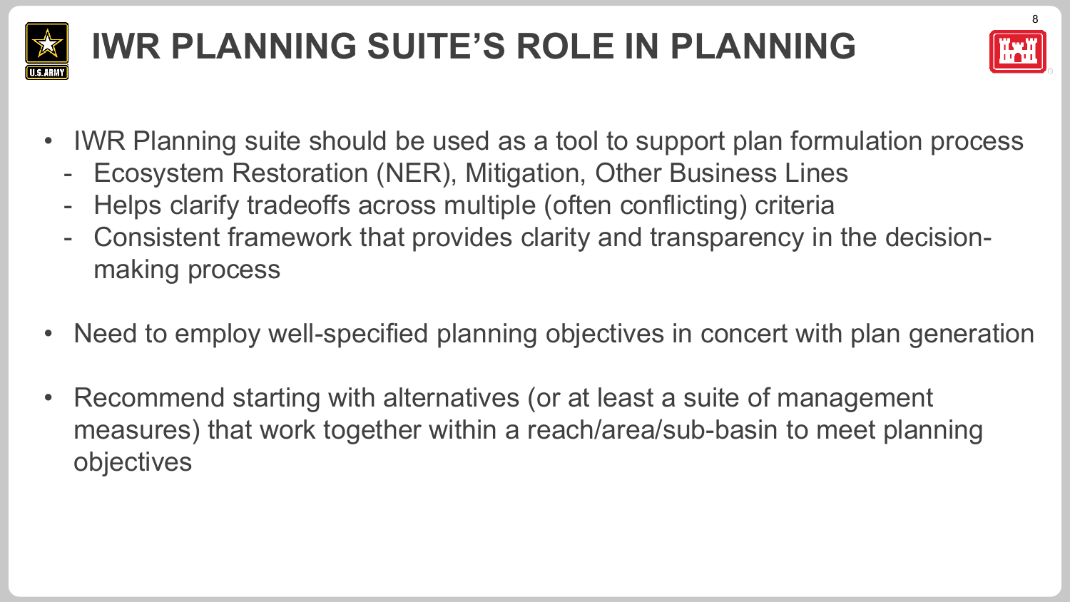# IWR PLANNING SUITE'S ROLE IN PLANNING

- IWR Planning suite should be used as a tool to support plan formulation process
  - Ecosystem Restoration (NER), Mitigation, Other Business Lines
  - Helps clarify tradeoffs across multiple (often conflicting) criteria
  - Consistent framework that provides clarity and transparency in the decision-making process
- Need to employ well-specified planning objectives in concert with plan generation
- Recommend starting with alternatives (or at least a suite of management measures) that work together within a reach/area/sub-basin to meet planning objectives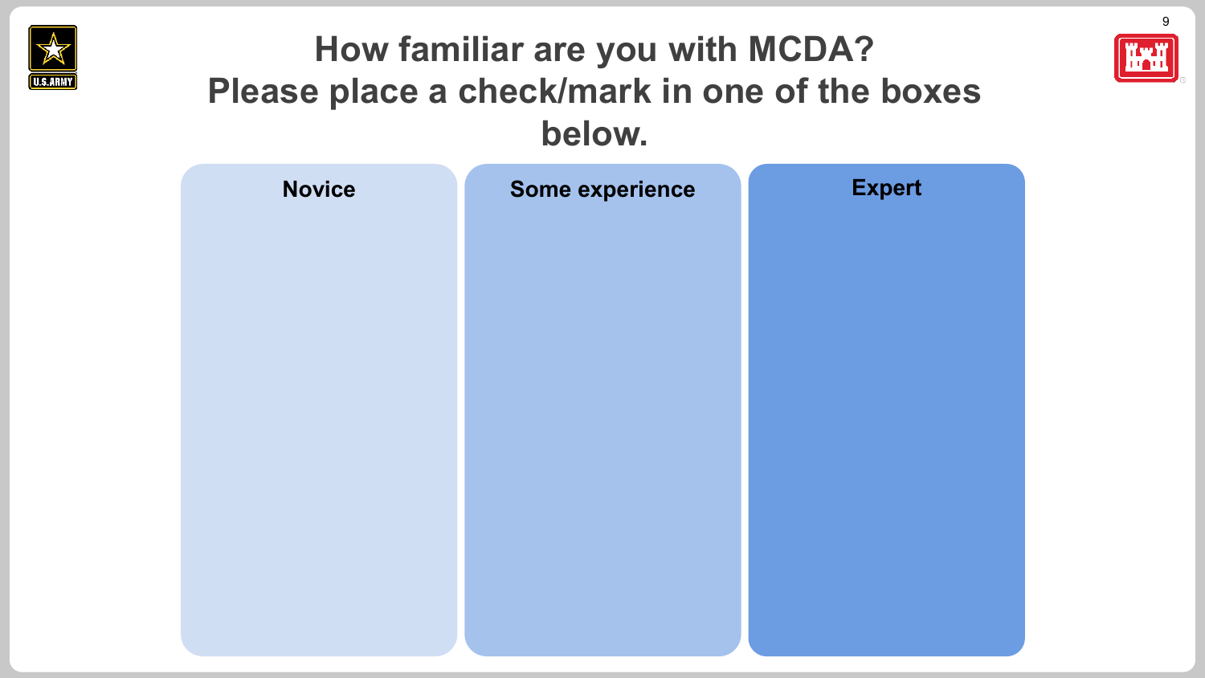# How familiar are you with MCDA? Please place a check/mark in one of the boxes below.

| Novice | Some experience | Expert |
| --- | --- | --- |
| | | |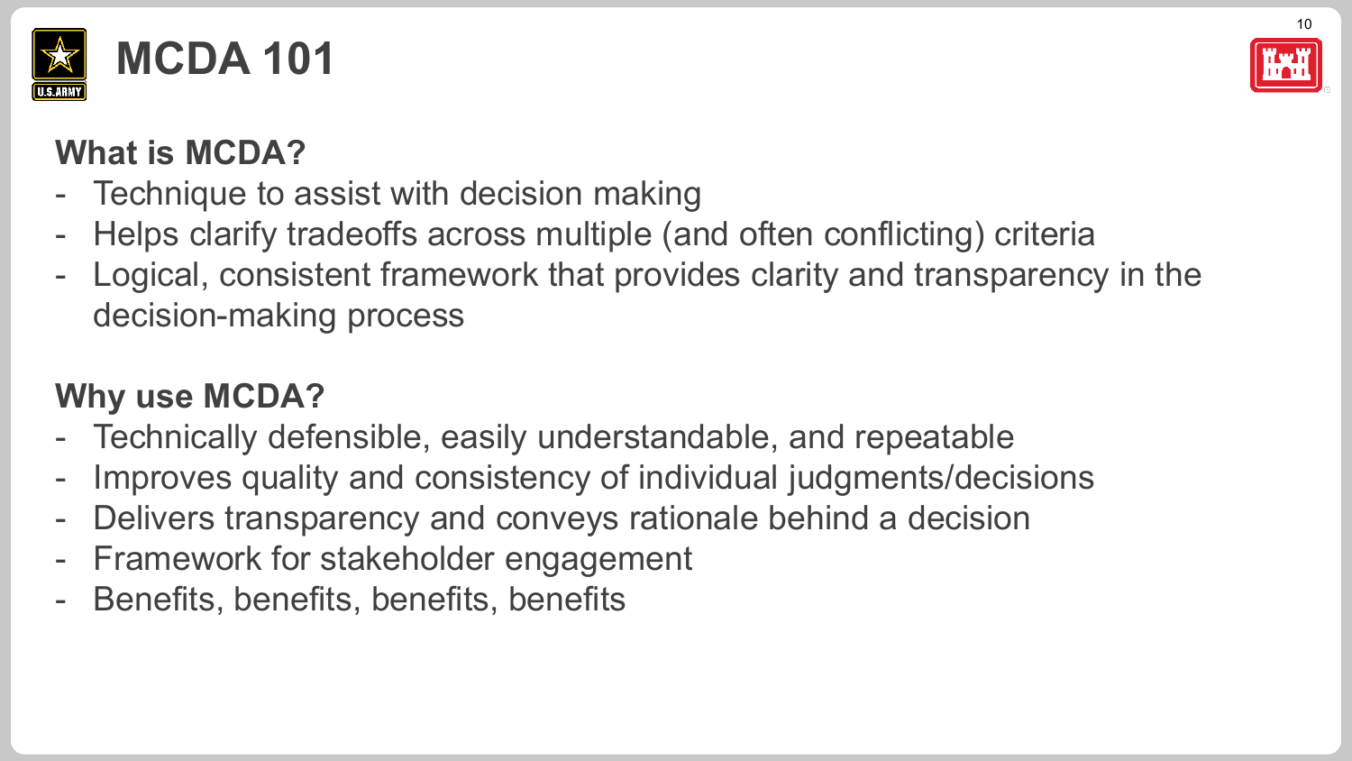# MCDA 101

## What is MCDA?

- Technique to assist with decision making
- Helps clarify tradeoffs across multiple (and often conflicting) criteria
- Logical, consistent framework that provides clarity and transparency in the decision-making process

## Why use MCDA?

- Technically defensible, easily understandable, and repeatable
- Improves quality and consistency of individual judgments/decisions
- Delivers transparency and conveys rationale behind a decision
- Framework for stakeholder engagement
- Benefits, benefits, benefits, benefits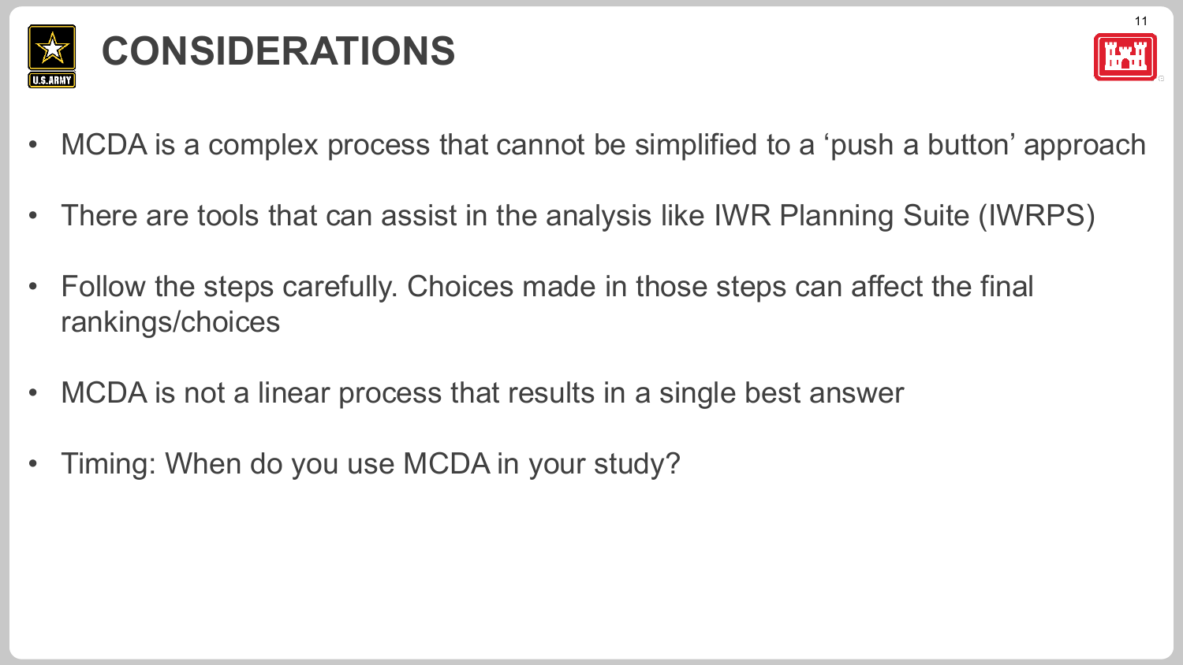# CONSIDERATIONS

- MCDA is a complex process that cannot be simplified to a ‘push a button’ approach
- There are tools that can assist in the analysis like IWR Planning Suite (IWRPS)
- Follow the steps carefully. Choices made in those steps can affect the final rankings/choices
- MCDA is not a linear process that results in a single best answer
- Timing: When do you use MCDA in your study?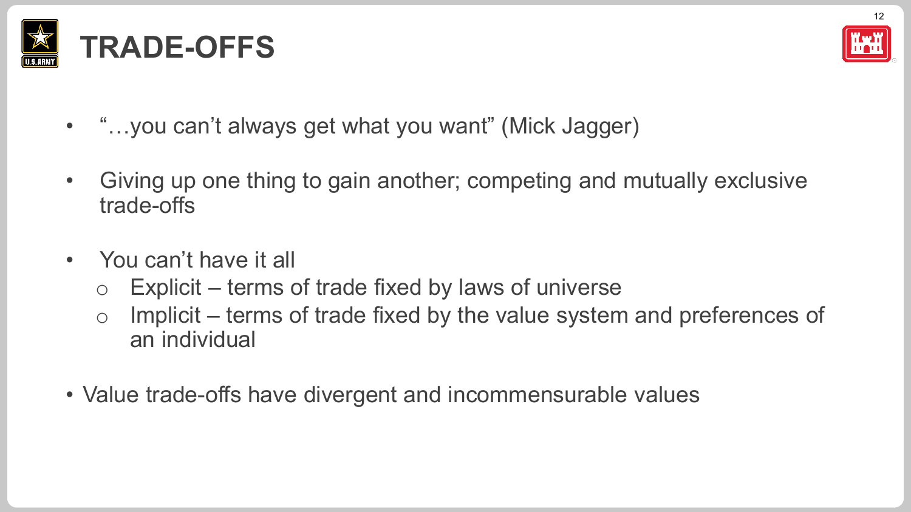# TRADE-OFFS

- "…you can't always get what you want" (Mick Jagger)
- Giving up one thing to gain another; competing and mutually exclusive trade-offs
- You can't have it all
  - Explicit – terms of trade fixed by laws of universe
  - Implicit – terms of trade fixed by the value system and preferences of an individual
- Value trade-offs have divergent and incommensurable values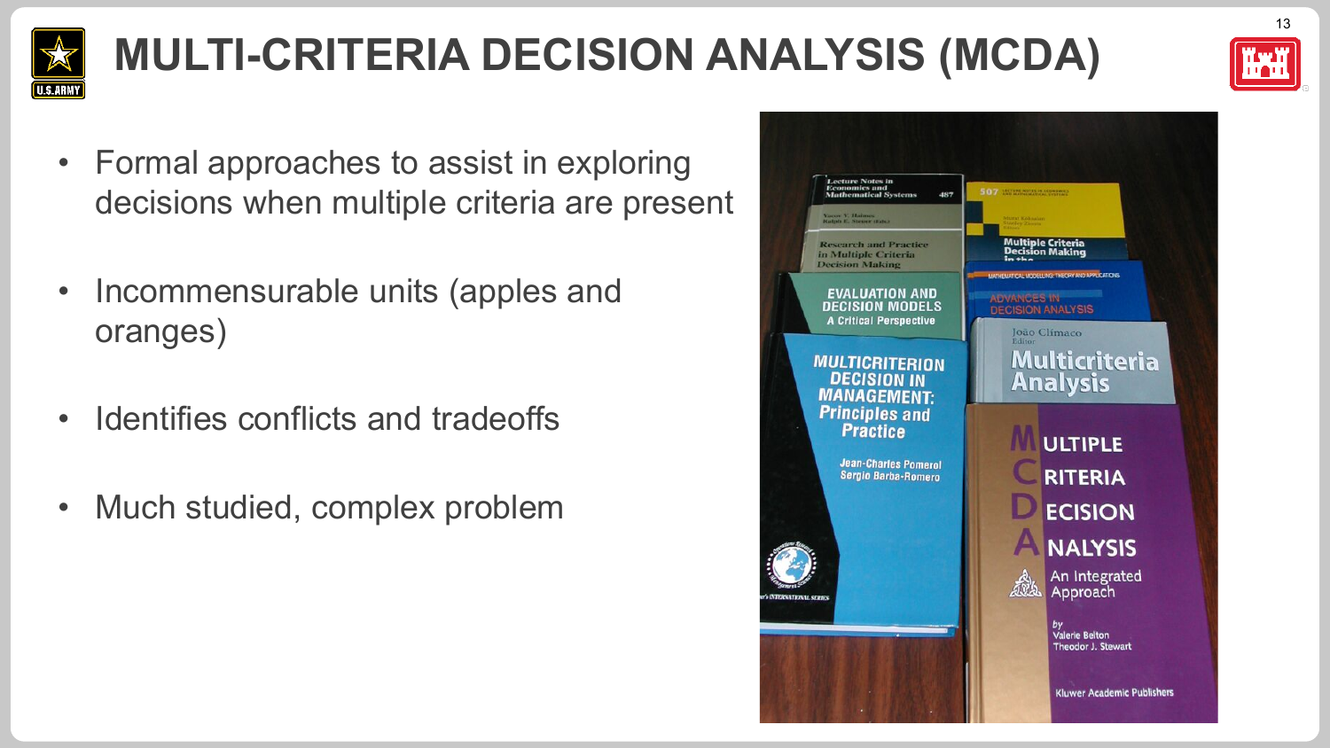# MULTI-CRITERIA DECISION ANALYSIS (MCDA)

- Formal approaches to assist in exploring decisions when multiple criteria are present
- Incommensurable units (apples and oranges)
- Identifies conflicts and tradeoffs
- Much studied, complex problem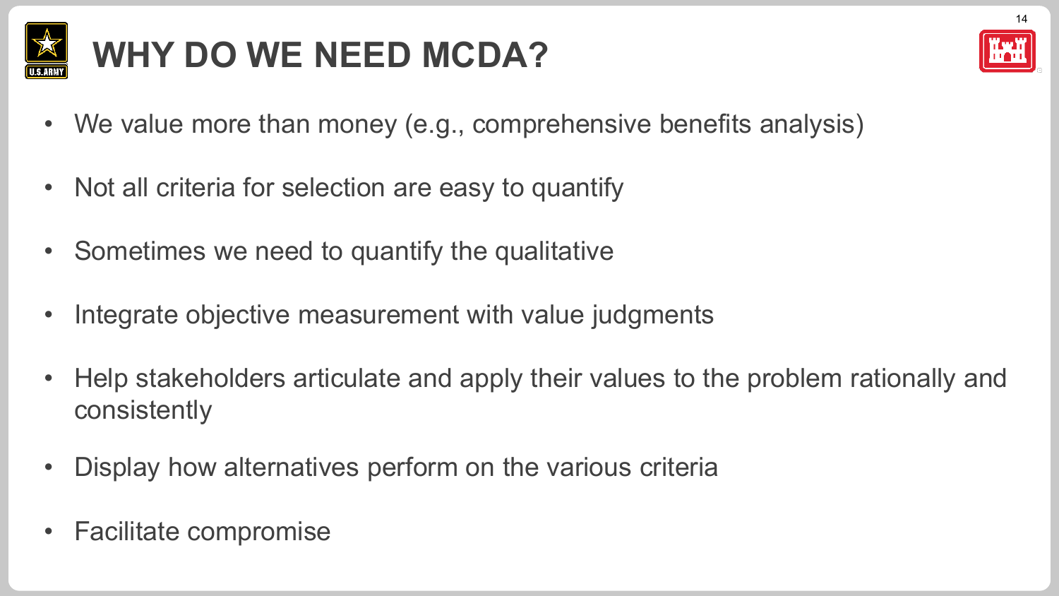# WHY DO WE NEED MCDA?

- We value more than money (e.g., comprehensive benefits analysis)
- Not all criteria for selection are easy to quantify
- Sometimes we need to quantify the qualitative
- Integrate objective measurement with value judgments
- Help stakeholders articulate and apply their values to the problem rationally and consistently
- Display how alternatives perform on the various criteria
- Facilitate compromise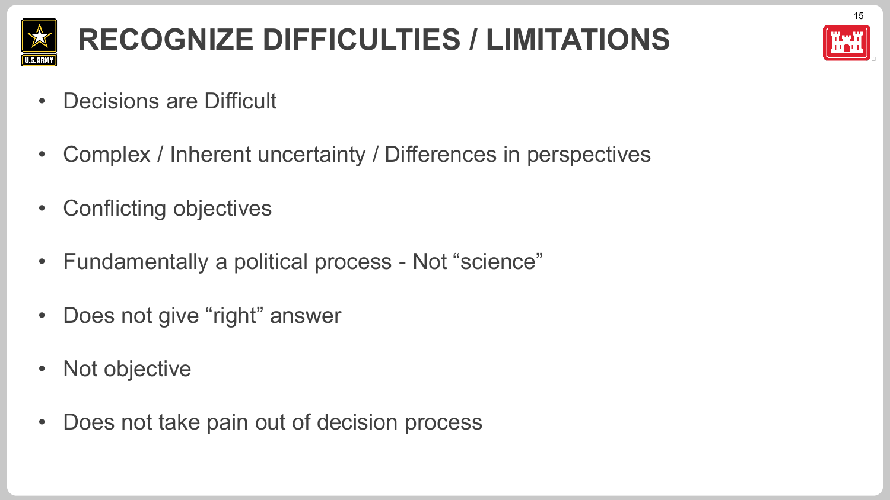# RECOGNIZE DIFFICULTIES / LIMITATIONS

- Decisions are Difficult
- Complex / Inherent uncertainty / Differences in perspectives
- Conflicting objectives
- Fundamentally a political process - Not “science”
- Does not give “right” answer
- Not objective
- Does not take pain out of decision process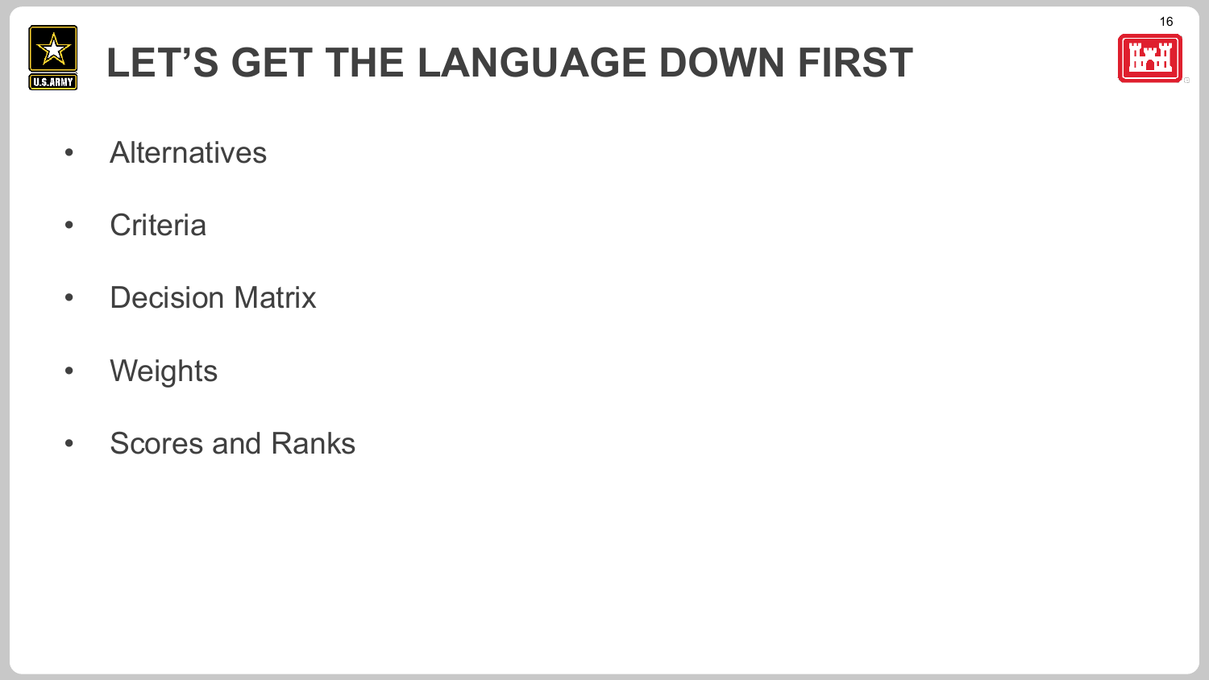# LET'S GET THE LANGUAGE DOWN FIRST

- Alternatives
- Criteria
- Decision Matrix
- Weights
- Scores and Ranks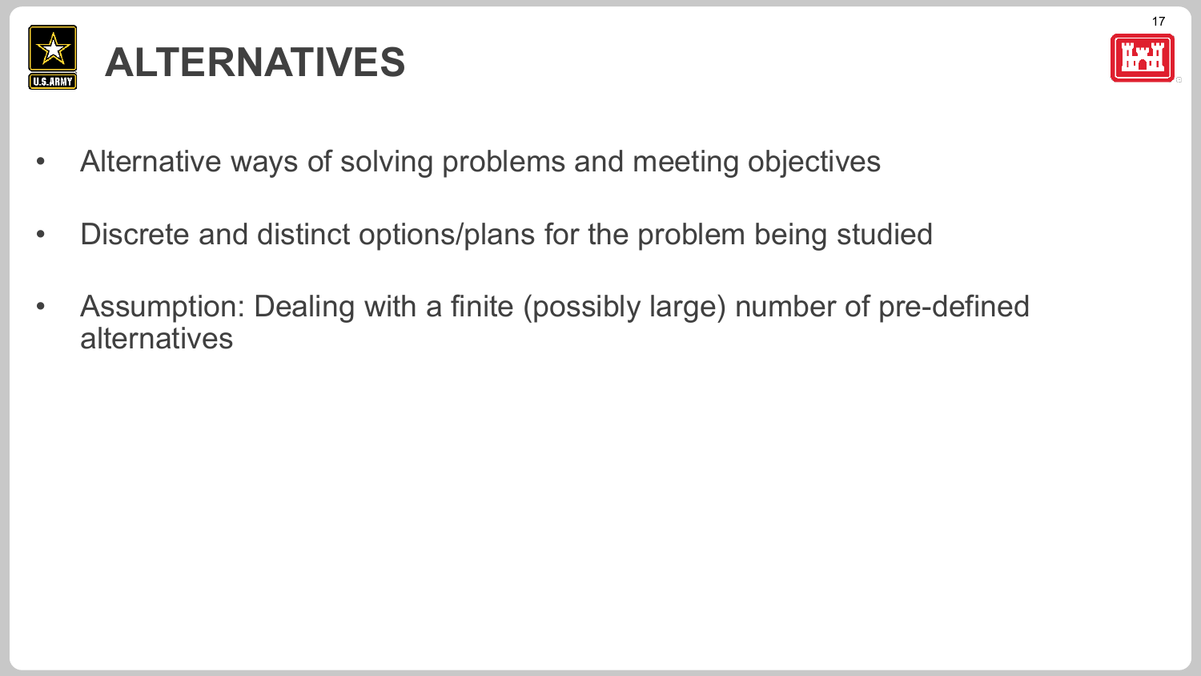# ALTERNATIVES

- Alternative ways of solving problems and meeting objectives
- Discrete and distinct options/plans for the problem being studied
- Assumption: Dealing with a finite (possibly large) number of pre-defined alternatives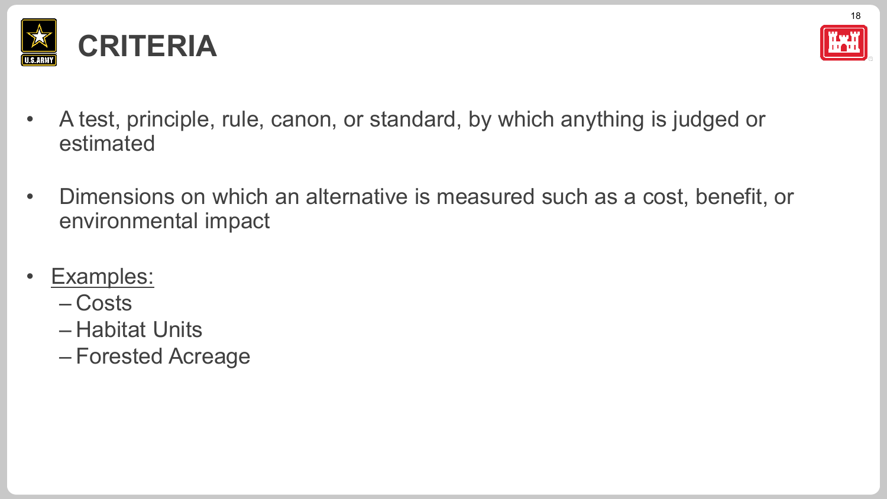# CRITERIA

- A test, principle, rule, canon, or standard, by which anything is judged or estimated
- Dimensions on which an alternative is measured such as a cost, benefit, or environmental impact
- Examples:
  - Costs
  - Habitat Units
  - Forested Acreage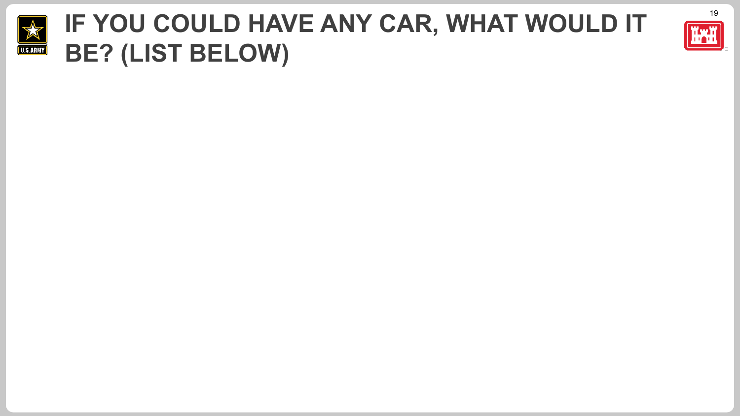# IF YOU COULD HAVE ANY CAR, WHAT WOULD IT BE? (LIST BELOW)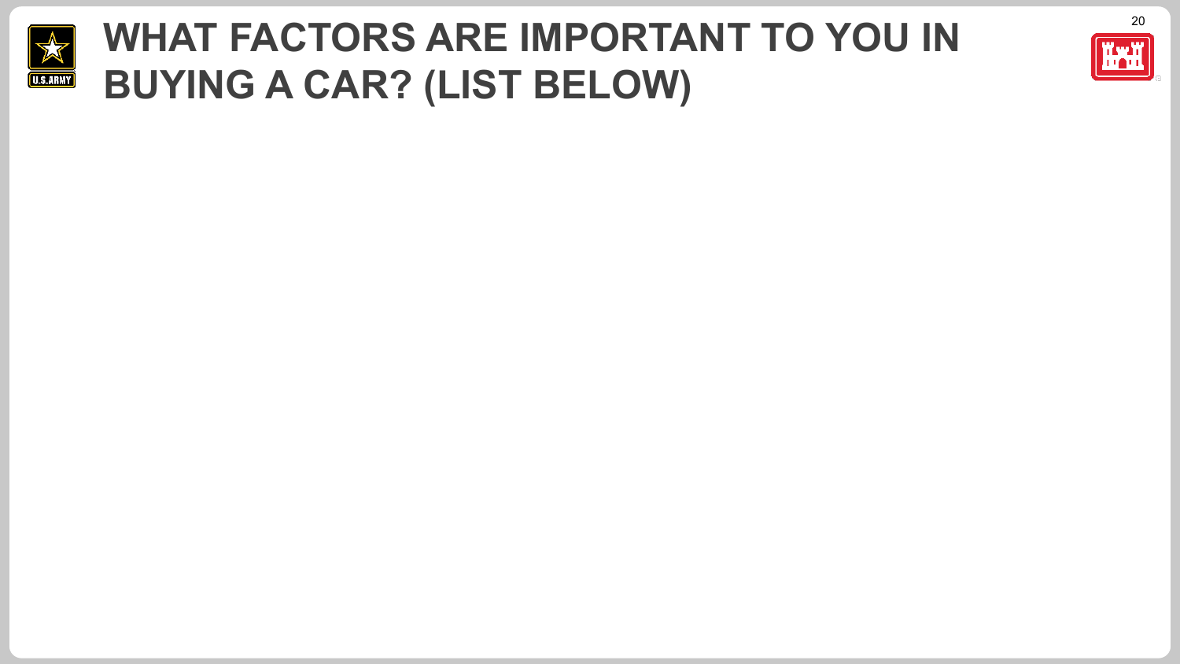# WHAT FACTORS ARE IMPORTANT TO YOU IN BUYING A CAR? (LIST BELOW)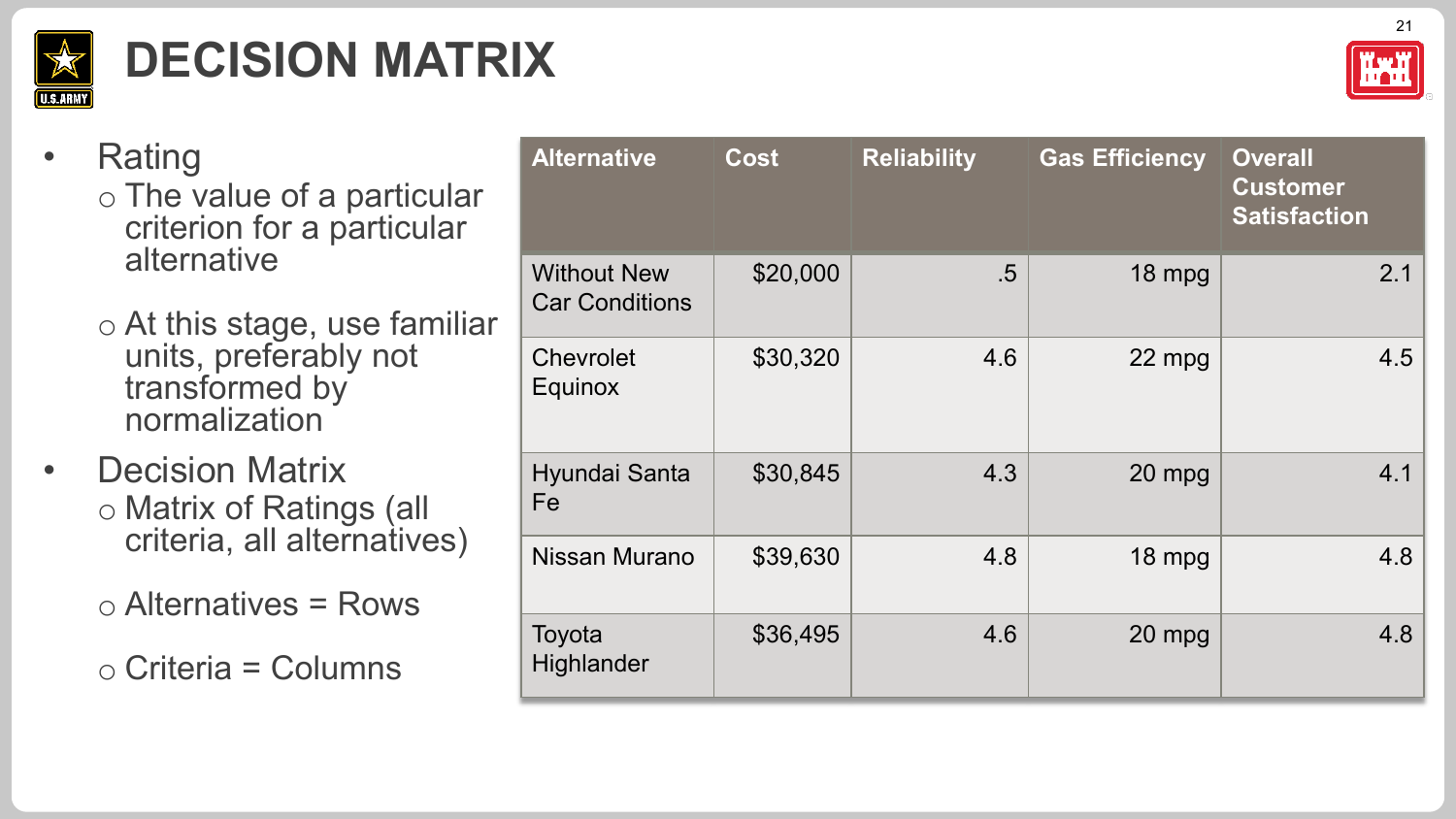# DECISION MATRIX

- Rating
  - The value of a particular criterion for a particular alternative
  - At this stage, use familiar units, preferably not transformed by normalization
- Decision Matrix
  - Matrix of Ratings (all criteria, all alternatives)
  - Alternatives = Rows
  - Criteria = Columns

| Alternative | Cost | Reliability | Gas Efficiency | Overall Customer Satisfaction |
|---|---|---|---|---|
| Without New Car Conditions | $20,000 | .5 | 18 mpg | 2.1 |
| Chevrolet Equinox | $30,320 | 4.6 | 22 mpg | 4.5 |
| Hyundai Santa Fe | $30,845 | 4.3 | 20 mpg | 4.1 |
| Nissan Murano | $39,630 | 4.8 | 18 mpg | 4.8 |
| Toyota Highlander | $36,495 | 4.6 | 20 mpg | 4.8 |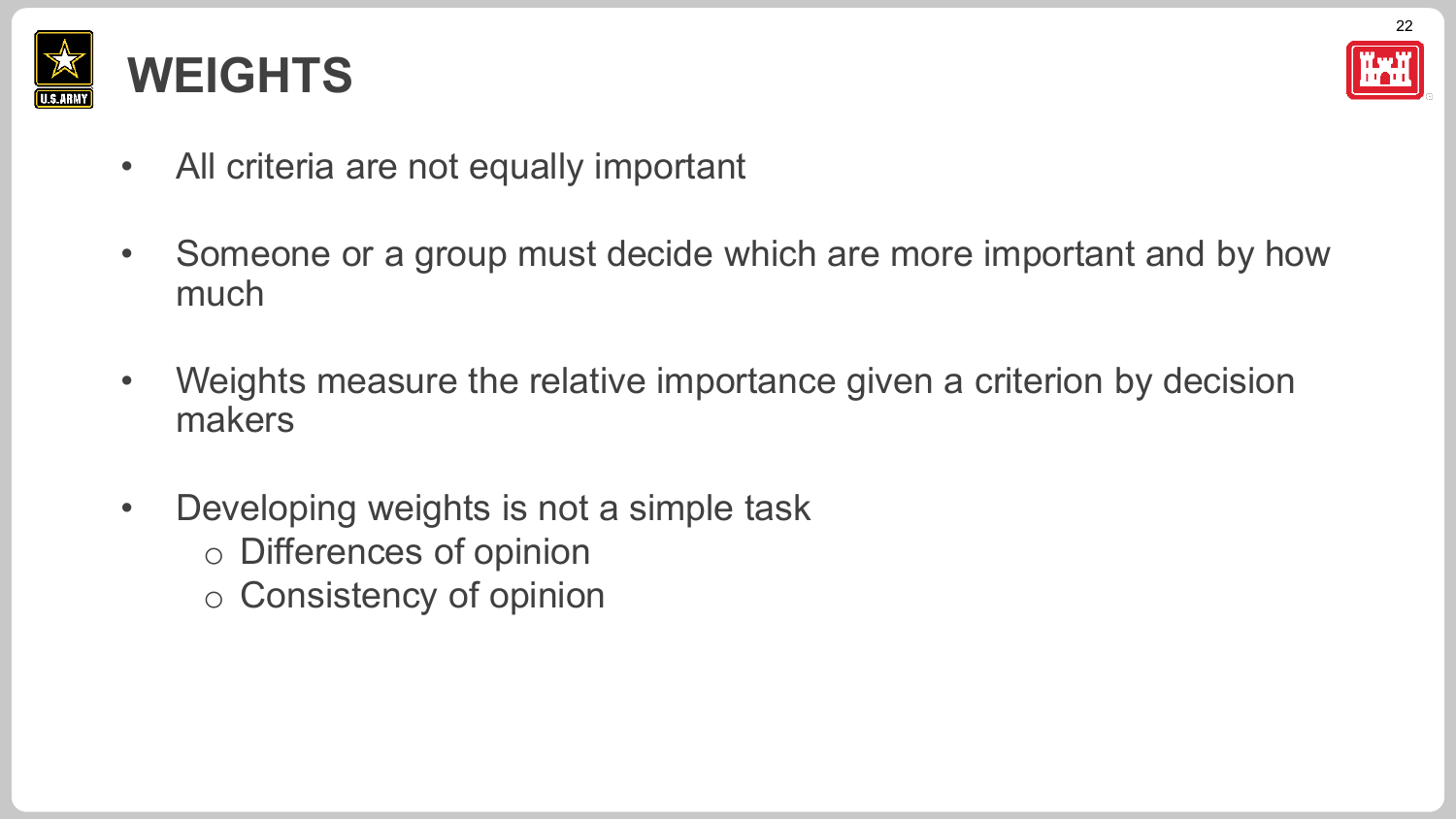# WEIGHTS

- All criteria are not equally important
- Someone or a group must decide which are more important and by how much
- Weights measure the relative importance given a criterion by decision makers
- Developing weights is not a simple task
  - Differences of opinion
  - Consistency of opinion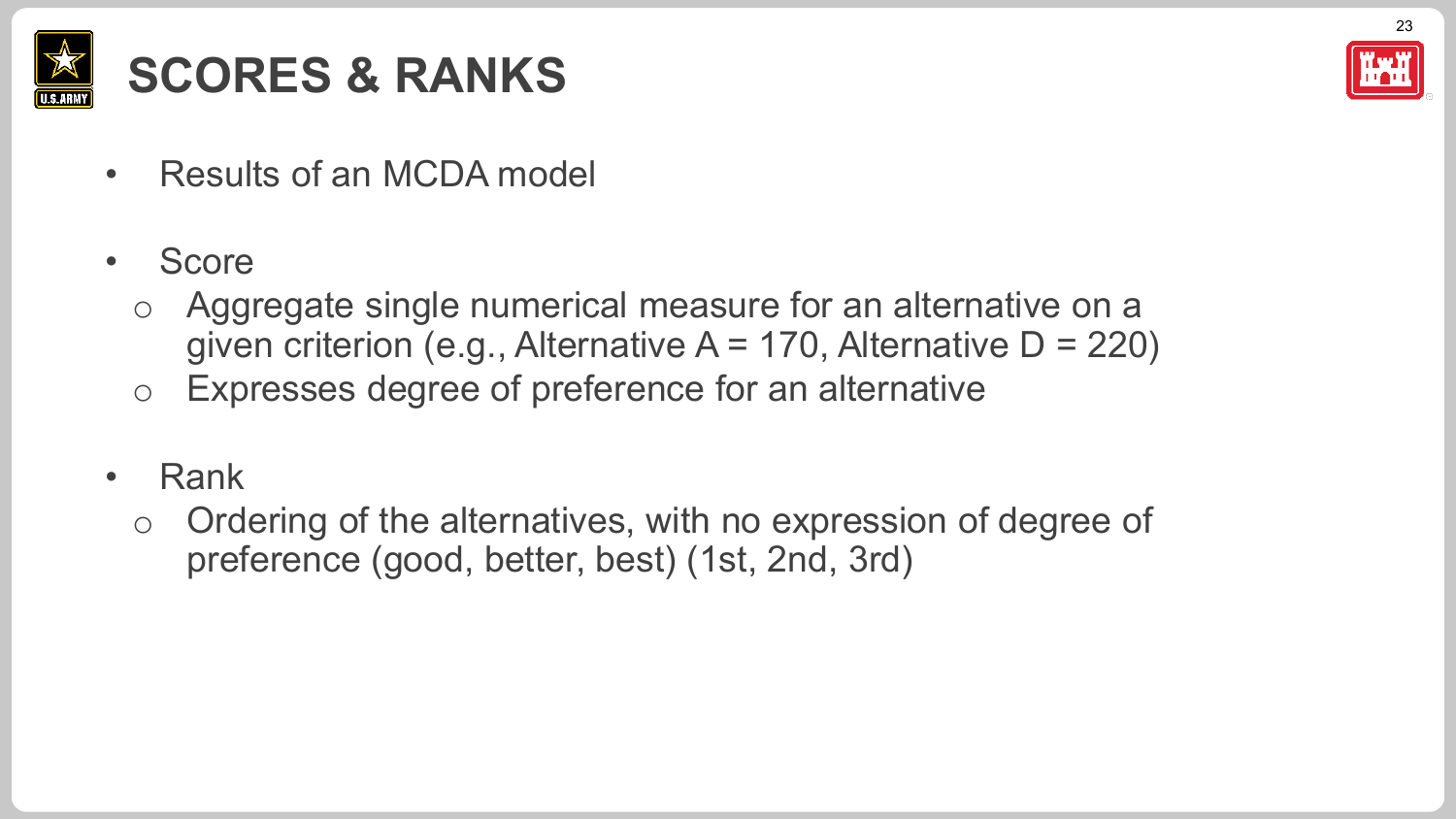# SCORES & RANKS

- Results of an MCDA model

- Score
  - Aggregate single numerical measure for an alternative on a given criterion (e.g., Alternative A = 170, Alternative D = 220)
  - Expresses degree of preference for an alternative

- Rank
  - Ordering of the alternatives, with no expression of degree of preference (good, better, best) (1st, 2nd, 3rd)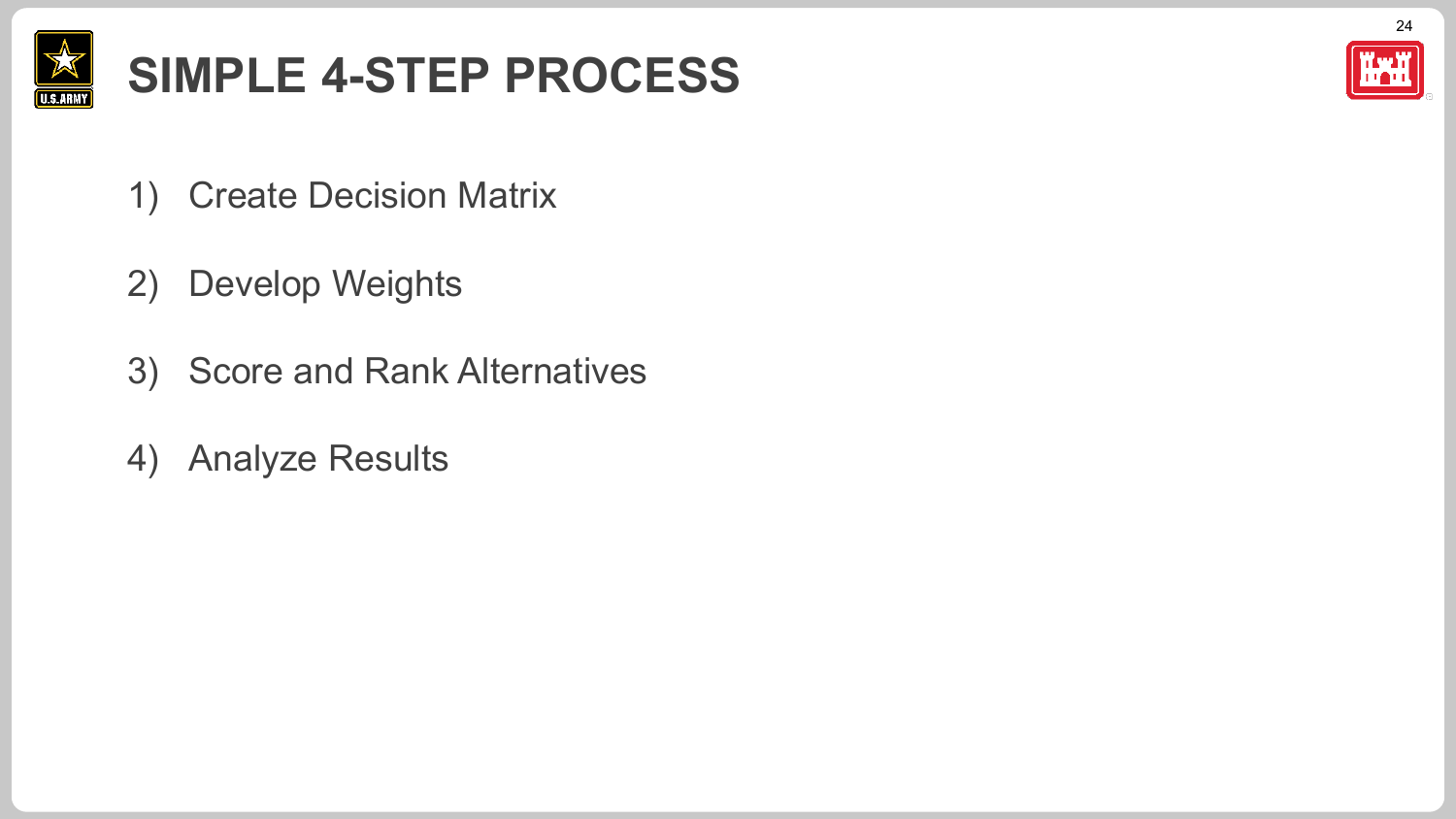# SIMPLE 4-STEP PROCESS

1) Create Decision Matrix
2) Develop Weights
3) Score and Rank Alternatives
4) Analyze Results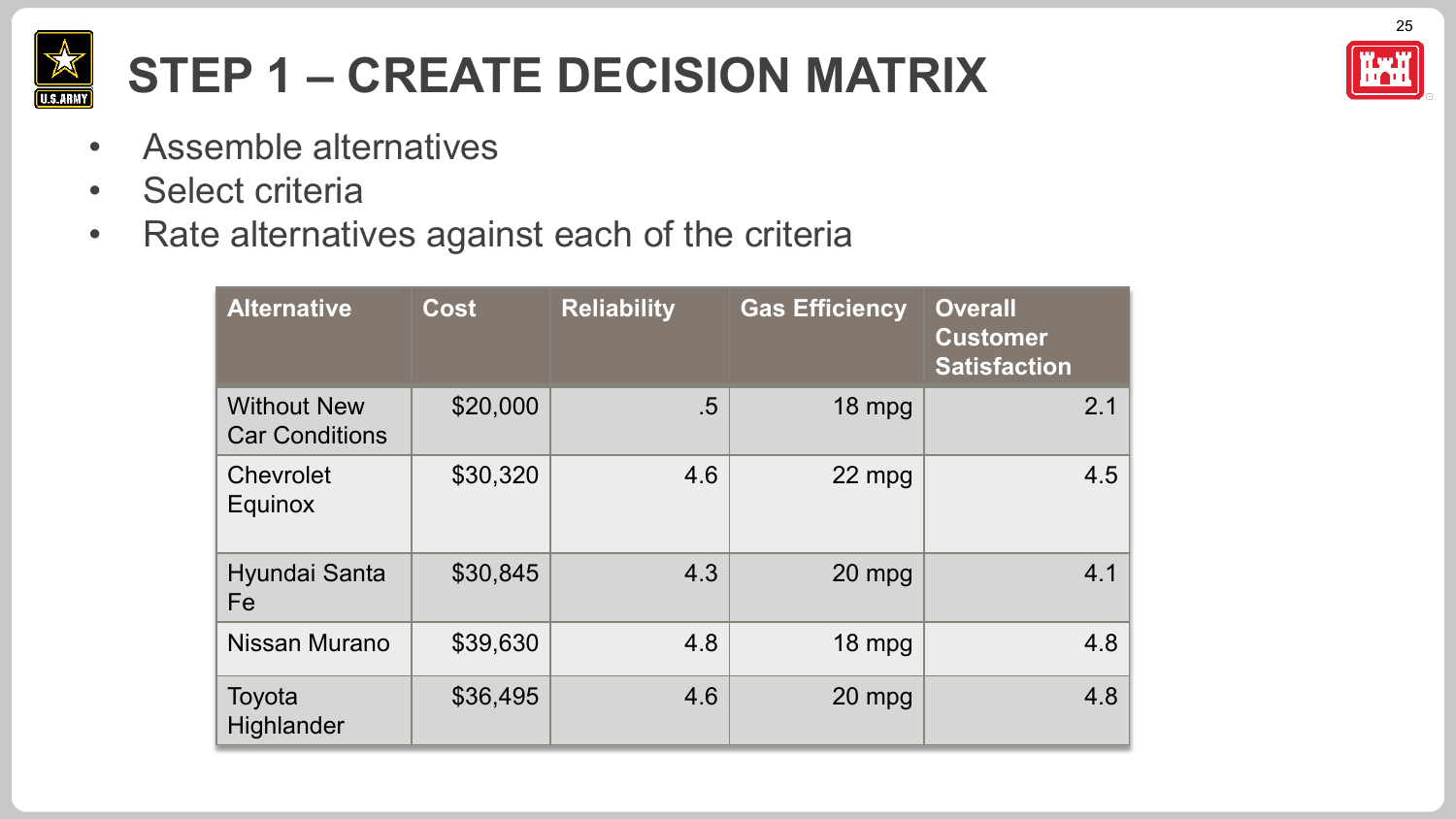# STEP 1 – CREATE DECISION MATRIX

- Assemble alternatives
- Select criteria
- Rate alternatives against each of the criteria

| Alternative | Cost | Reliability | Gas Efficiency | Overall Customer Satisfaction |
|---|---|---|---|---|
| Without New Car Conditions | $20,000 | .5 | 18 mpg | 2.1 |
| Chevrolet Equinox | $30,320 | 4.6 | 22 mpg | 4.5 |
| Hyundai Santa Fe | $30,845 | 4.3 | 20 mpg | 4.1 |
| Nissan Murano | $39,630 | 4.8 | 18 mpg | 4.8 |
| Toyota Highlander | $36,495 | 4.6 | 20 mpg | 4.8 |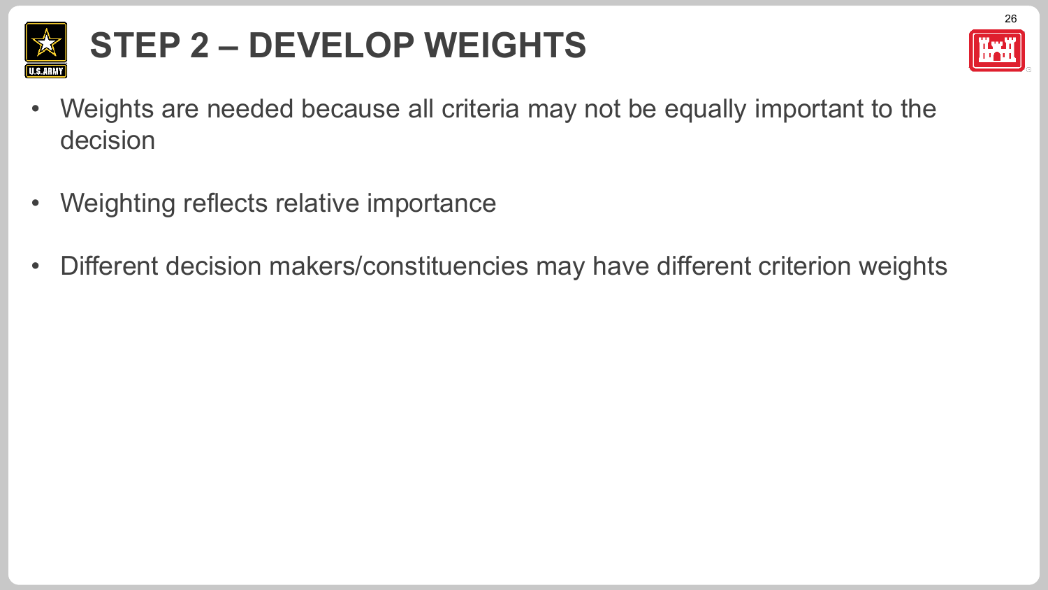# STEP 2 – DEVELOP WEIGHTS

- Weights are needed because all criteria may not be equally important to the decision
- Weighting reflects relative importance
- Different decision makers/constituencies may have different criterion weights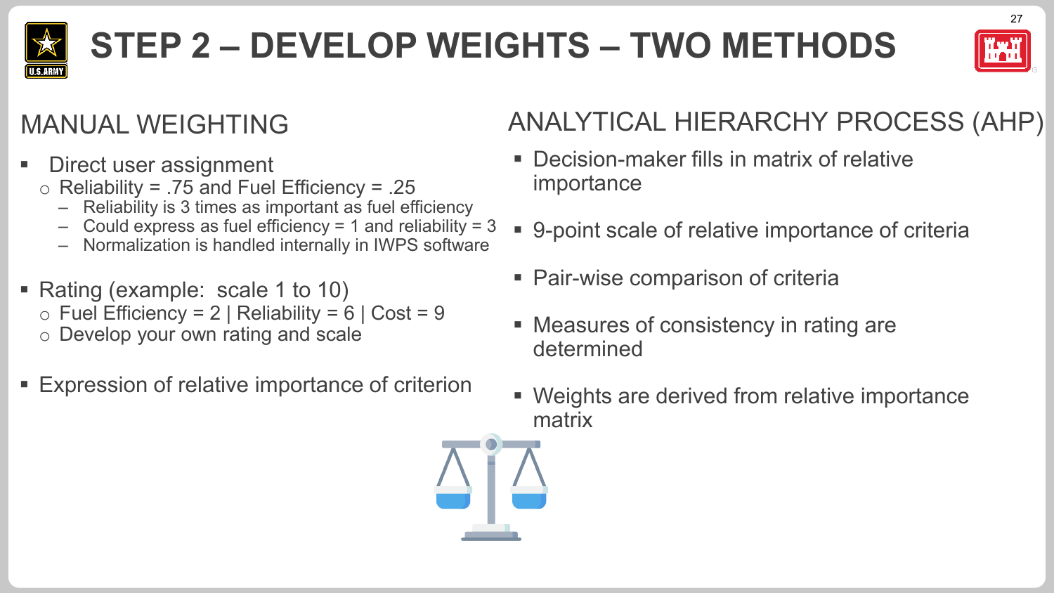# STEP 2 – DEVELOP WEIGHTS – TWO METHODS

## MANUAL WEIGHTING

- Direct user assignment
  - Reliability = .75 and Fuel Efficiency = .25
    - Reliability is 3 times as important as fuel efficiency
    - Could express as fuel efficiency = 1 and reliability = 3
    - Normalization is handled internally in IWPS software
- Rating (example: scale 1 to 10)
  - Fuel Efficiency = 2 | Reliability = 6 | Cost = 9
  - Develop your own rating and scale
- Expression of relative importance of criterion

## ANALYTICAL HIERARCHY PROCESS (AHP)

- Decision-maker fills in matrix of relative importance
- 9-point scale of relative importance of criteria
- Pair-wise comparison of criteria
- Measures of consistency in rating are determined
- Weights are derived from relative importance matrix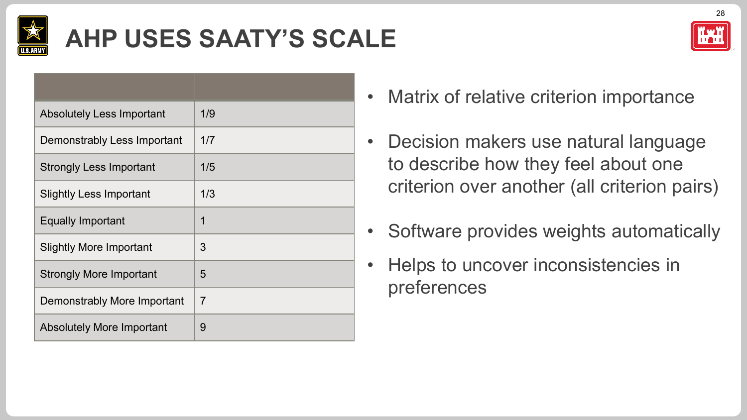# AHP USES SAATY'S SCALE

| | |
|---|---|
| Absolutely Less Important | 1/9 |
| Demonstrably Less Important | 1/7 |
| Strongly Less Important | 1/5 |
| Slightly Less Important | 1/3 |
| Equally Important | 1 |
| Slightly More Important | 3 |
| Strongly More Important | 5 |
| Demonstrably More Important | 7 |
| Absolutely More Important | 9 |

- Matrix of relative criterion importance
- Decision makers use natural language to describe how they feel about one criterion over another (all criterion pairs)
- Software provides weights automatically
- Helps to uncover inconsistencies in preferences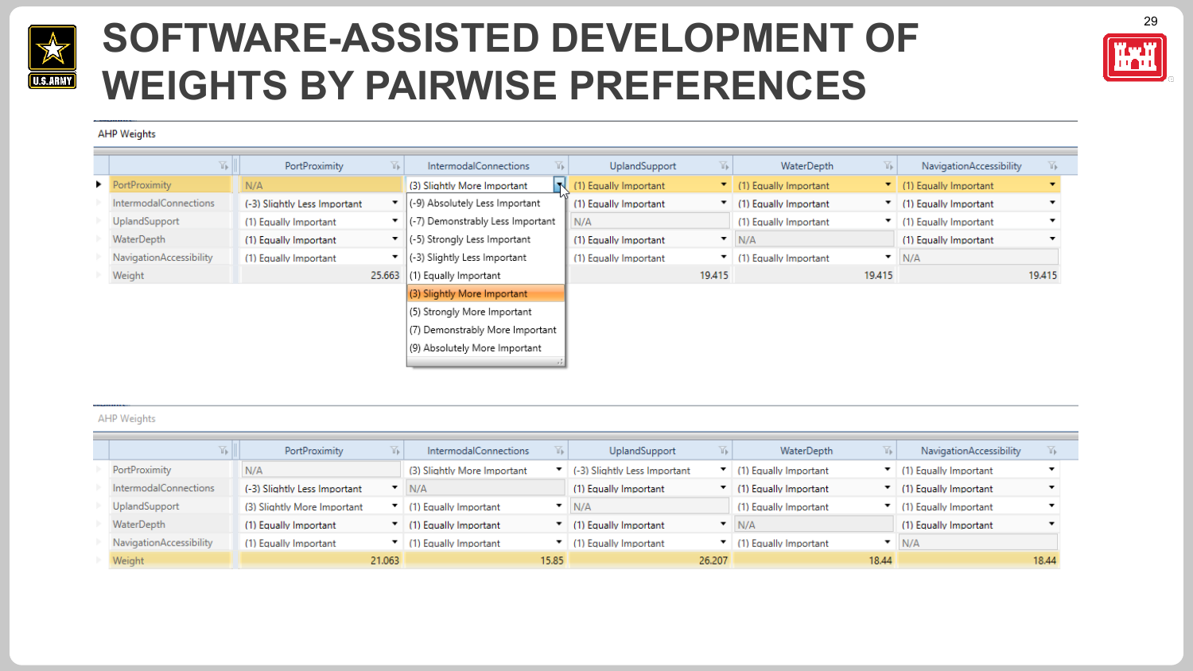# SOFTWARE-ASSISTED DEVELOPMENT OF WEIGHTS BY PAIRWISE PREFERENCES

AHP Weights

| | PortProximity | IntermodalConnections | UplandSupport | WaterDepth | NavigationAccessibility |
|---|---|---|---|---|---|
| PortProximity | N/A | (3) Slightly More Important | (1) Equally Important | (1) Equally Important | (1) Equally Important |
| IntermodalConnections | (-3) Slightly Less Important | | (1) Equally Important | (1) Equally Important | (1) Equally Important |
| UplandSupport | (1) Equally Important | | N/A | (1) Equally Important | (1) Equally Important |
| WaterDepth | (1) Equally Important | | (1) Equally Important | N/A | (1) Equally Important |
| NavigationAccessibility | (1) Equally Important | | (1) Equally Important | (1) Equally Important | N/A |
| Weight | 25.663 | | 19.415 | 19.415 | 19.415 |

Dropdown options:
- (-9) Absolutely Less Important
- (-7) Demonstrably Less Important
- (-5) Strongly Less Important
- (-3) Slightly Less Important
- (1) Equally Important
- (3) Slightly More Important
- (5) Strongly More Important
- (7) Demonstrably More Important
- (9) Absolutely More Important

AHP Weights

| | PortProximity | IntermodalConnections | UplandSupport | WaterDepth | NavigationAccessibility |
|---|---|---|---|---|---|
| PortProximity | N/A | (3) Slightly More Important | (-3) Slightly Less Important | (1) Equally Important | (1) Equally Important |
| IntermodalConnections | (-3) Slightly Less Important | N/A | (1) Equally Important | (1) Equally Important | (1) Equally Important |
| UplandSupport | (3) Slightly More Important | (1) Equally Important | N/A | (1) Equally Important | (1) Equally Important |
| WaterDepth | (1) Equally Important | (1) Equally Important | (1) Equally Important | N/A | (1) Equally Important |
| NavigationAccessibility | (1) Equally Important | (1) Equally Important | (1) Equally Important | (1) Equally Important | N/A |
| Weight | 21.063 | 15.85 | 26.207 | 18.44 | 18.44 |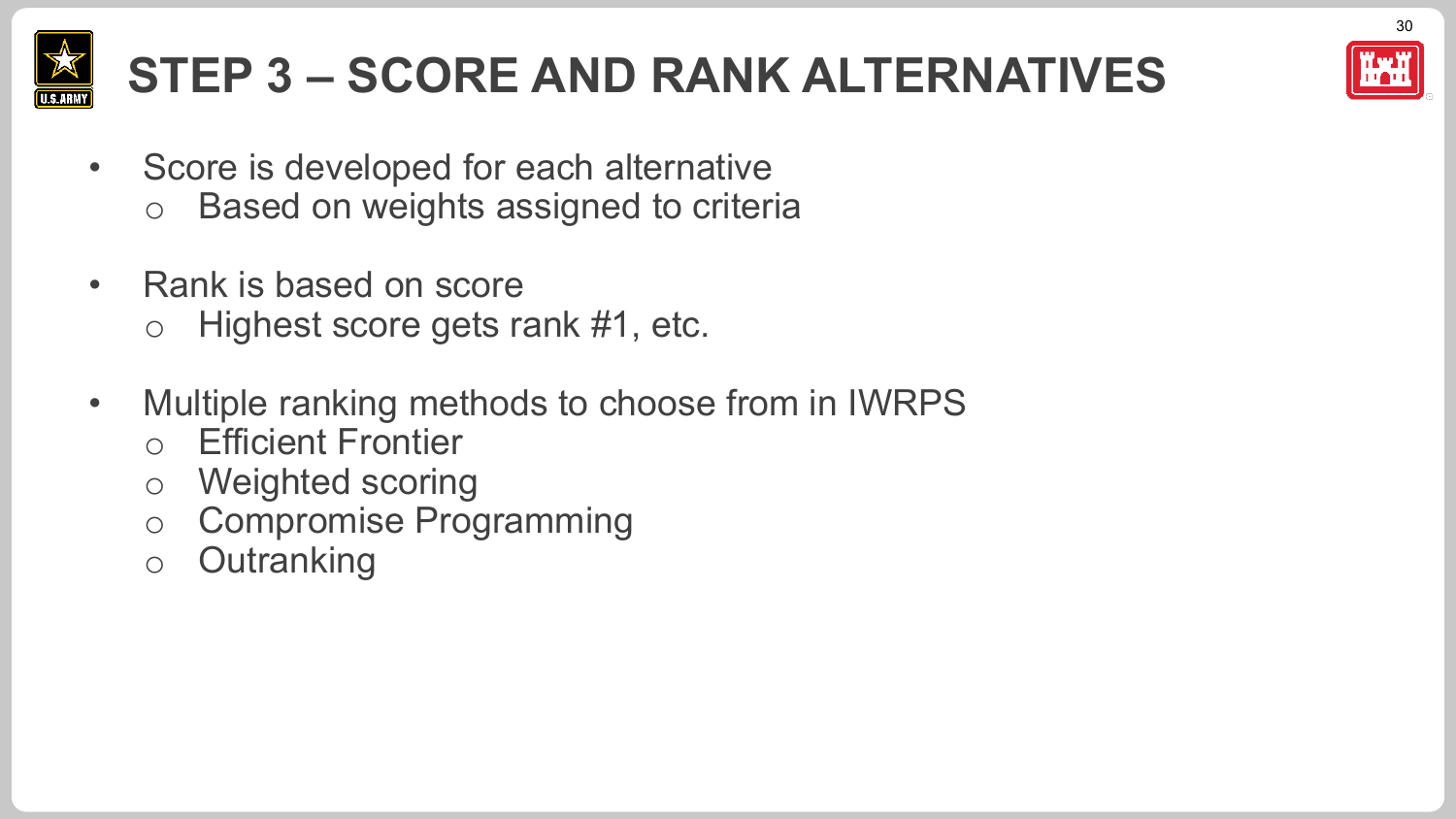# STEP 3 – SCORE AND RANK ALTERNATIVES

- Score is developed for each alternative
  - Based on weights assigned to criteria
- Rank is based on score
  - Highest score gets rank #1, etc.
- Multiple ranking methods to choose from in IWRPS
  - Efficient Frontier
  - Weighted scoring
  - Compromise Programming
  - Outranking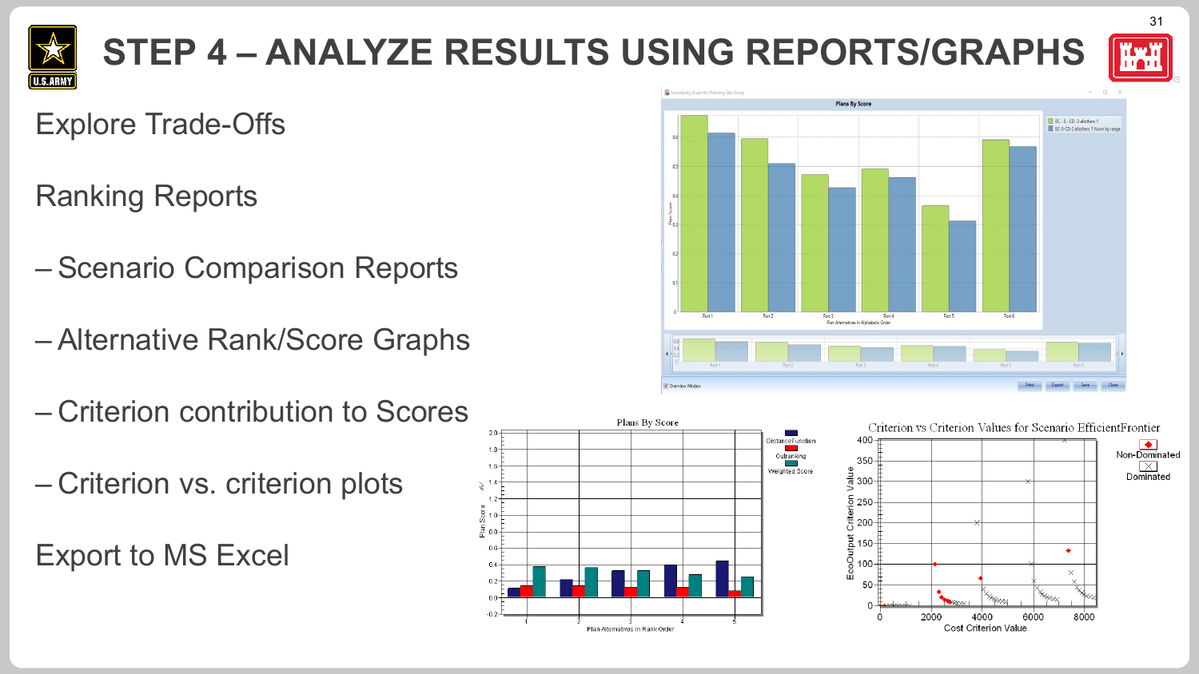# STEP 4 – ANALYZE RESULTS USING REPORTS/GRAPHS

Explore Trade-Offs

Ranking Reports

– Scenario Comparison Reports

– Alternative Rank/Score Graphs

– Criterion contribution to Scores

– Criterion vs. criterion plots

Export to MS Excel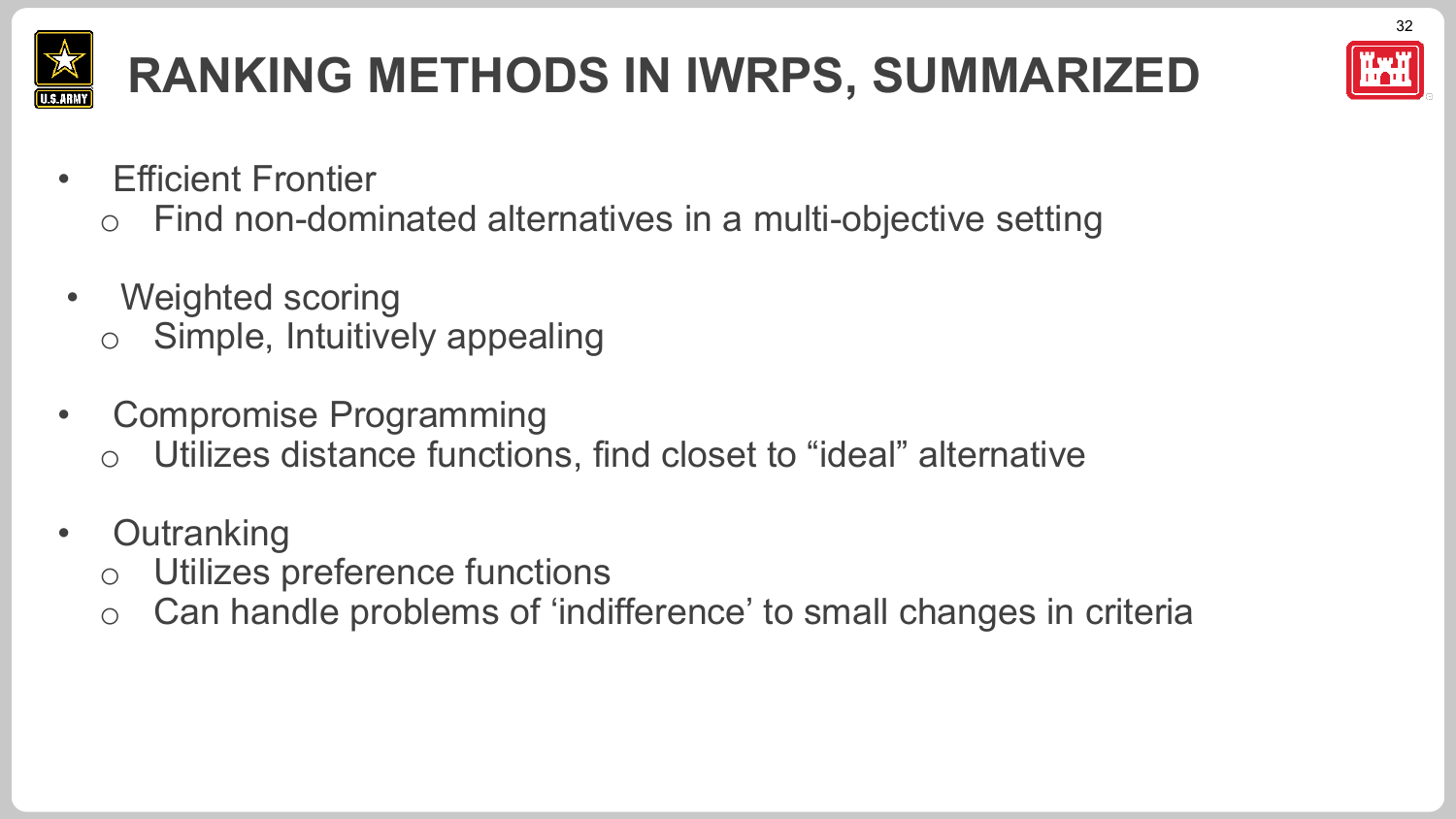# RANKING METHODS IN IWRPS, SUMMARIZED

- Efficient Frontier
  - Find non-dominated alternatives in a multi-objective setting
- Weighted scoring
  - Simple, Intuitively appealing
- Compromise Programming
  - Utilizes distance functions, find closet to "ideal" alternative
- Outranking
  - Utilizes preference functions
  - Can handle problems of 'indifference' to small changes in criteria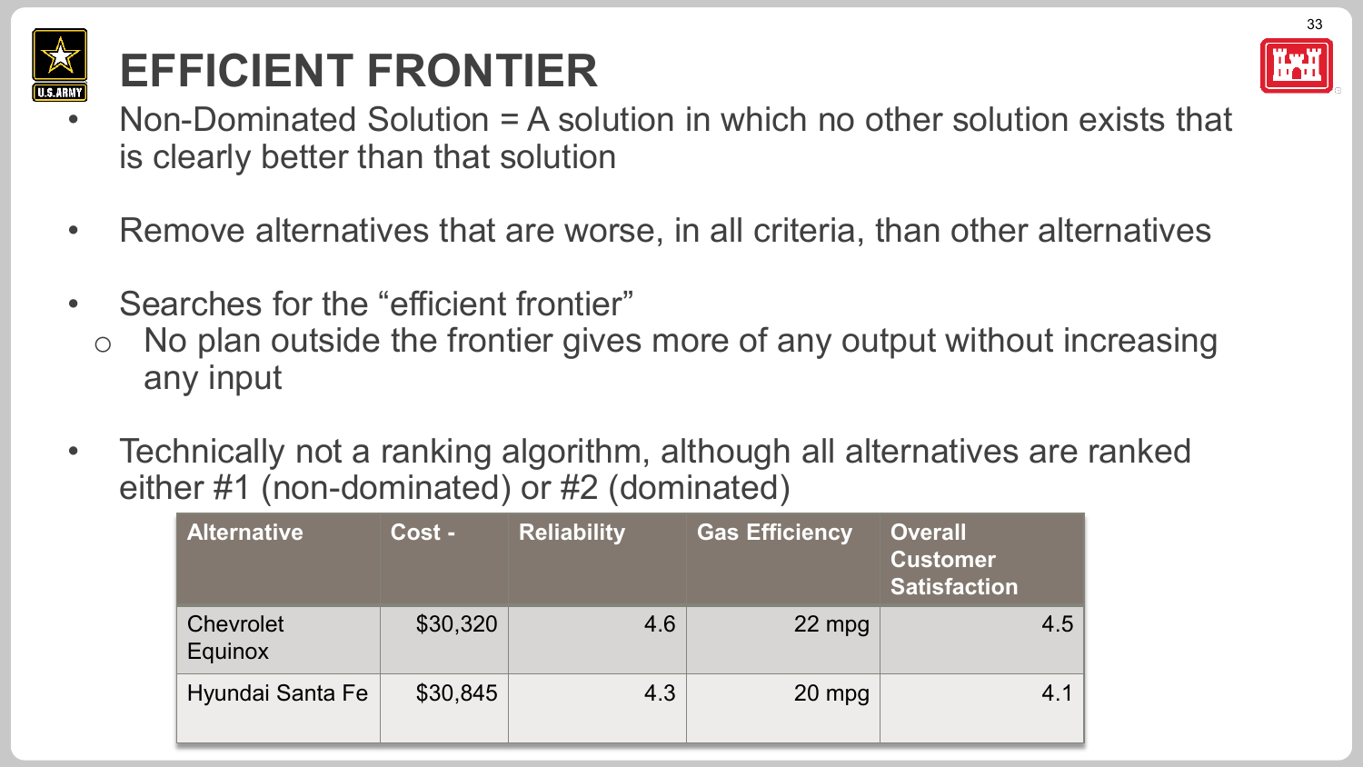# EFFICIENT FRONTIER

- Non-Dominated Solution = A solution in which no other solution exists that is clearly better than that solution
- Remove alternatives that are worse, in all criteria, than other alternatives
- Searches for the "efficient frontier"
  - No plan outside the frontier gives more of any output without increasing any input
- Technically not a ranking algorithm, although all alternatives are ranked either #1 (non-dominated) or #2 (dominated)

| Alternative | Cost - | Reliability | Gas Efficiency | Overall Customer Satisfaction |
|---|---|---|---|---|
| Chevrolet Equinox | $30,320 | 4.6 | 22 mpg | 4.5 |
| Hyundai Santa Fe | $30,845 | 4.3 | 20 mpg | 4.1 |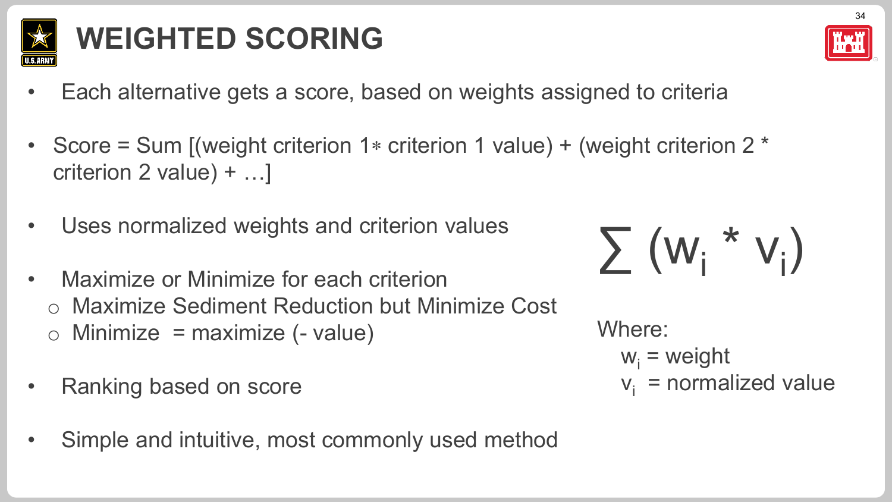# WEIGHTED SCORING

- Each alternative gets a score, based on weights assigned to criteria
- Score = Sum [(weight criterion 1 ∗ criterion 1 value) + (weight criterion 2 * criterion 2 value) + …]
- Uses normalized weights and criterion values
- Maximize or Minimize for each criterion
  - Maximize Sediment Reduction but Minimize Cost
  - Minimize = maximize (- value)
- Ranking based on score
- Simple and intuitive, most commonly used method

$$\sum (w_i * v_i)$$

Where:

$w_i$ = weight

$v_i$ = normalized value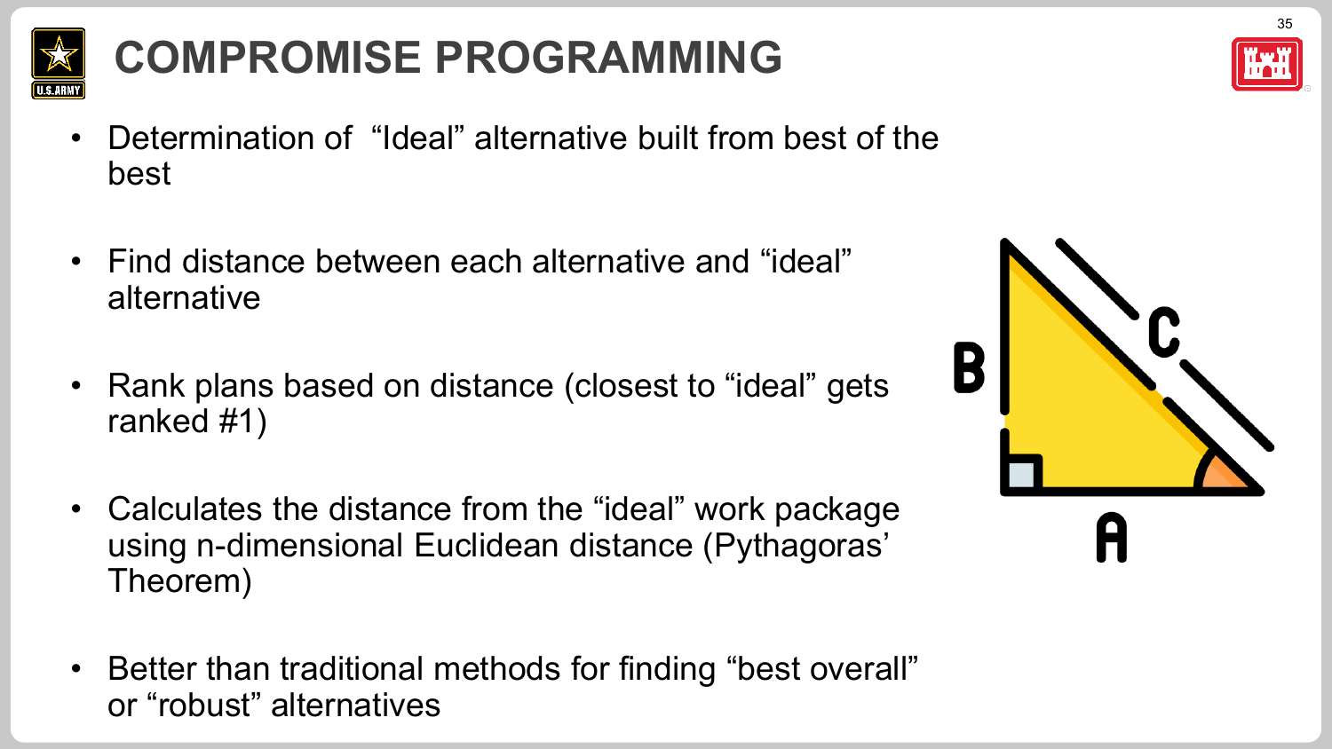# COMPROMISE PROGRAMMING

- Determination of "Ideal" alternative built from best of the best
- Find distance between each alternative and "ideal" alternative
- Rank plans based on distance (closest to "ideal" gets ranked #1)
- Calculates the distance from the "ideal" work package using n-dimensional Euclidean distance (Pythagoras' Theorem)
- Better than traditional methods for finding "best overall" or "robust" alternatives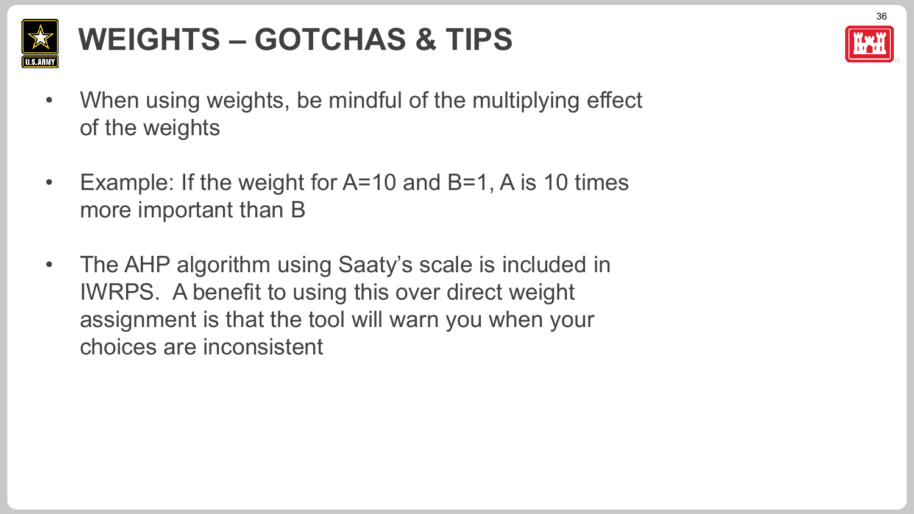# WEIGHTS – GOTCHAS & TIPS

- When using weights, be mindful of the multiplying effect of the weights
- Example: If the weight for A=10 and B=1, A is 10 times more important than B
- The AHP algorithm using Saaty's scale is included in IWRPS. A benefit to using this over direct weight assignment is that the tool will warn you when your choices are inconsistent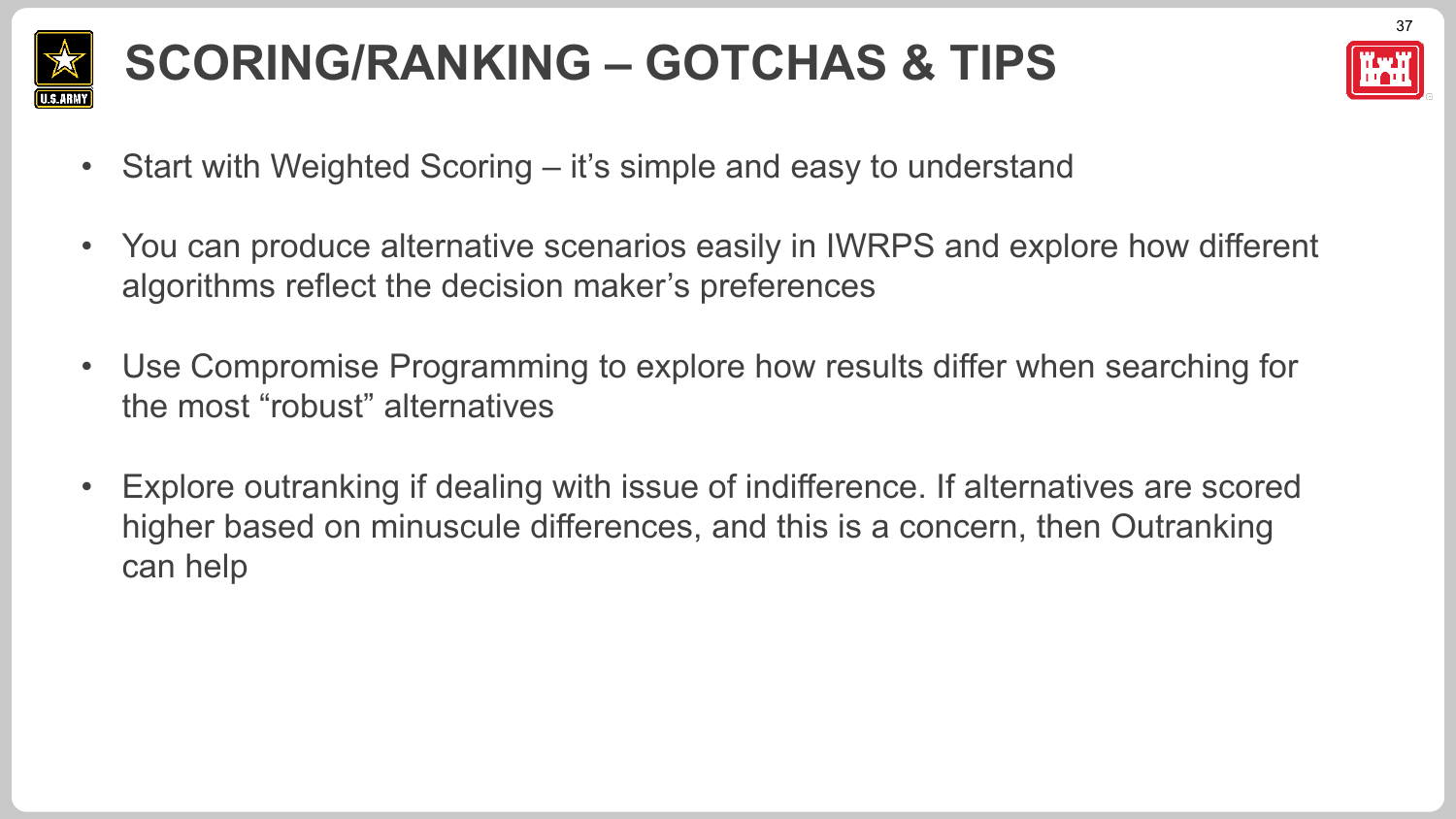# SCORING/RANKING – GOTCHAS & TIPS

- Start with Weighted Scoring – it's simple and easy to understand
- You can produce alternative scenarios easily in IWRPS and explore how different algorithms reflect the decision maker's preferences
- Use Compromise Programming to explore how results differ when searching for the most "robust" alternatives
- Explore outranking if dealing with issue of indifference. If alternatives are scored higher based on minuscule differences, and this is a concern, then Outranking can help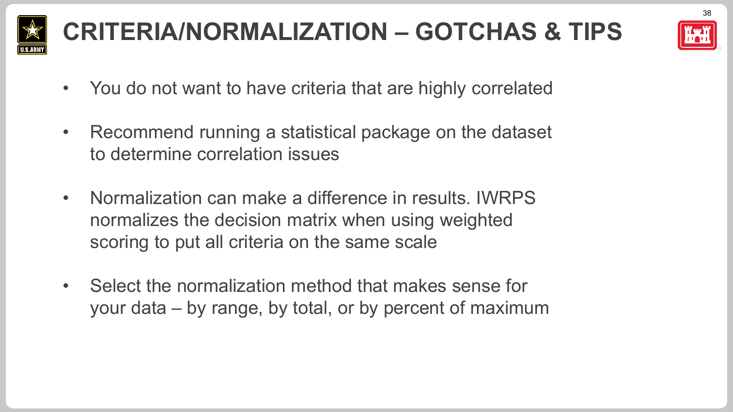# CRITERIA/NORMALIZATION – GOTCHAS & TIPS

- You do not want to have criteria that are highly correlated
- Recommend running a statistical package on the dataset to determine correlation issues
- Normalization can make a difference in results. IWRPS normalizes the decision matrix when using weighted scoring to put all criteria on the same scale
- Select the normalization method that makes sense for your data – by range, by total, or by percent of maximum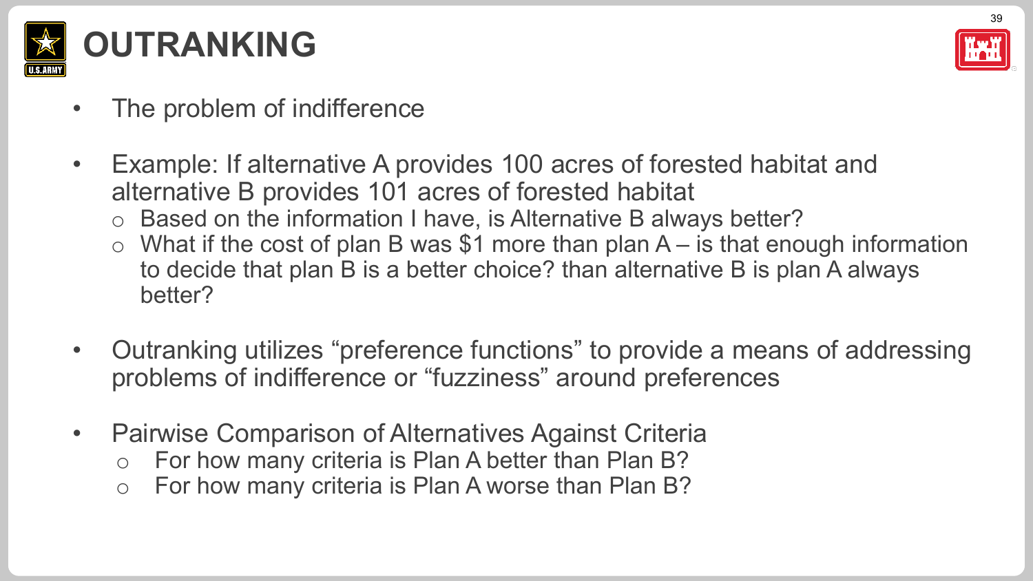# OUTRANKING

- The problem of indifference
- Example: If alternative A provides 100 acres of forested habitat and alternative B provides 101 acres of forested habitat
  - Based on the information I have, is Alternative B always better?
  - What if the cost of plan B was $1 more than plan A – is that enough information to decide that plan B is a better choice? than alternative B is plan A always better?
- Outranking utilizes “preference functions” to provide a means of addressing problems of indifference or “fuzziness” around preferences
- Pairwise Comparison of Alternatives Against Criteria
  - For how many criteria is Plan A better than Plan B?
  - For how many criteria is Plan A worse than Plan B?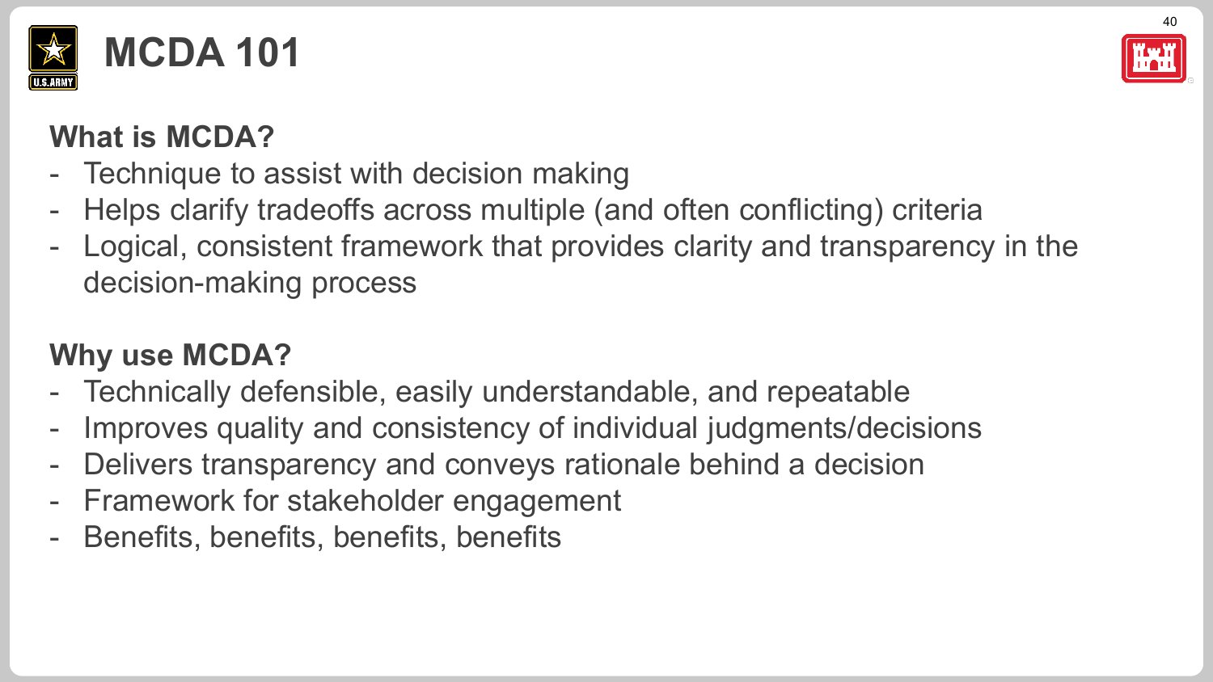# MCDA 101

## What is MCDA?

- Technique to assist with decision making
- Helps clarify tradeoffs across multiple (and often conflicting) criteria
- Logical, consistent framework that provides clarity and transparency in the decision-making process

## Why use MCDA?

- Technically defensible, easily understandable, and repeatable
- Improves quality and consistency of individual judgments/decisions
- Delivers transparency and conveys rationale behind a decision
- Framework for stakeholder engagement
- Benefits, benefits, benefits, benefits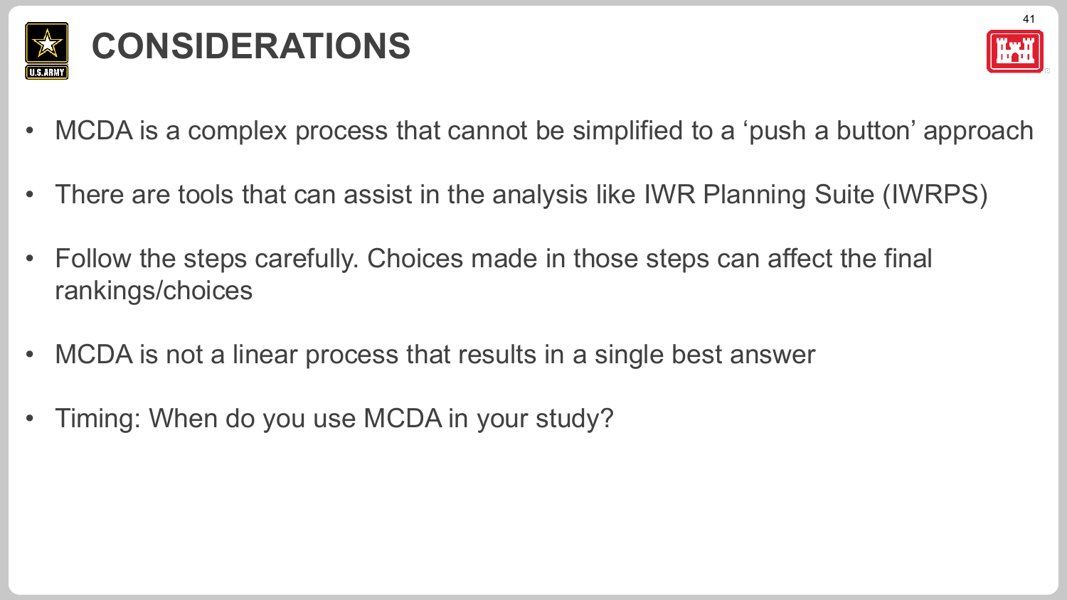# CONSIDERATIONS

- MCDA is a complex process that cannot be simplified to a ‘push a button’ approach
- There are tools that can assist in the analysis like IWR Planning Suite (IWRPS)
- Follow the steps carefully. Choices made in those steps can affect the final rankings/choices
- MCDA is not a linear process that results in a single best answer
- Timing: When do you use MCDA in your study?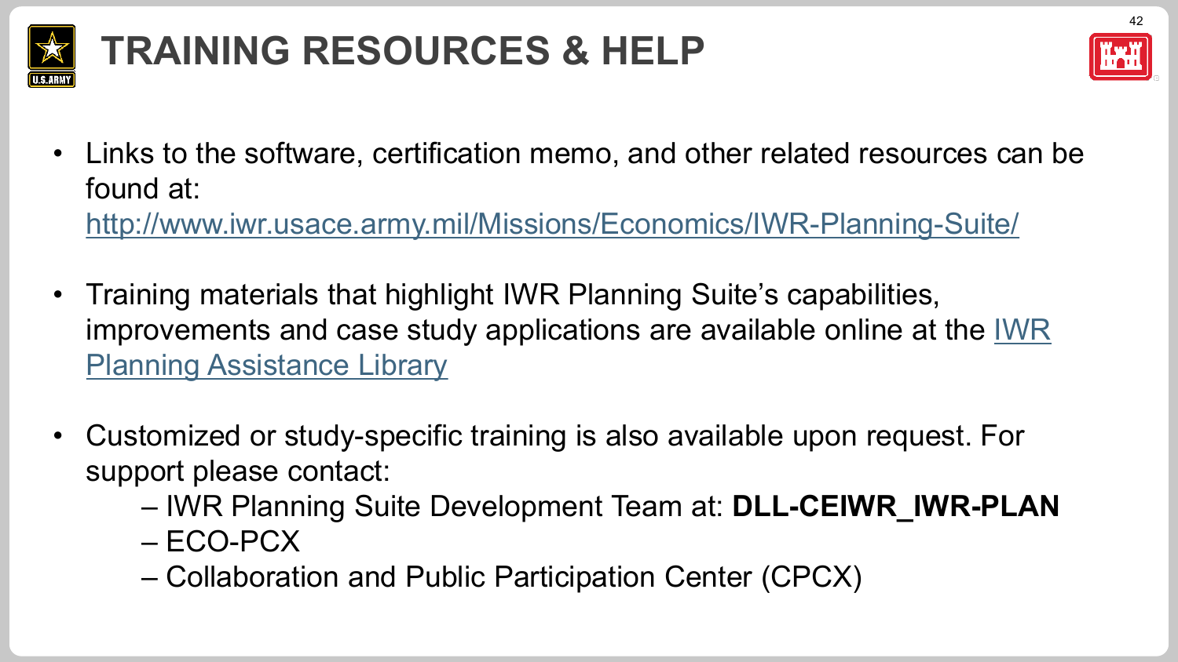# TRAINING RESOURCES & HELP

- Links to the software, certification memo, and other related resources can be found at: [http://www.iwr.usace.army.mil/Missions/Economics/IWR-Planning-Suite/](http://www.iwr.usace.army.mil/Missions/Economics/IWR-Planning-Suite/)

- Training materials that highlight IWR Planning Suite's capabilities, improvements and case study applications are available online at the IWR Planning Assistance Library

- Customized or study-specific training is also available upon request. For support please contact:
  - IWR Planning Suite Development Team at: **DLL-CEIWR_IWR-PLAN**
  - ECO-PCX
  - Collaboration and Public Participation Center (CPCX)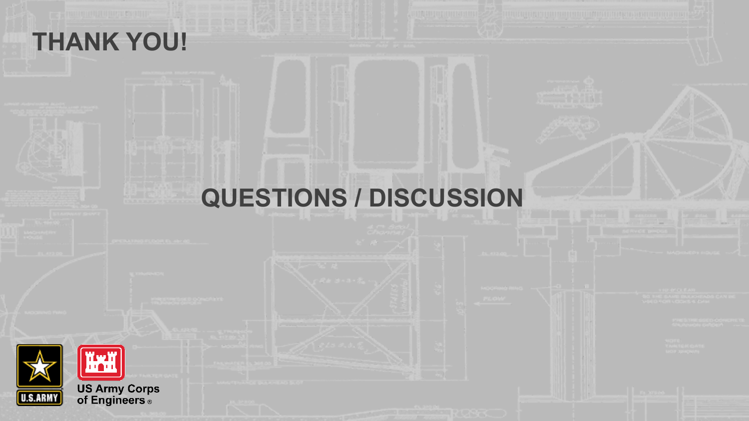# THANK YOU!

## QUESTIONS / DISCUSSION

US Army Corps of Engineers ®